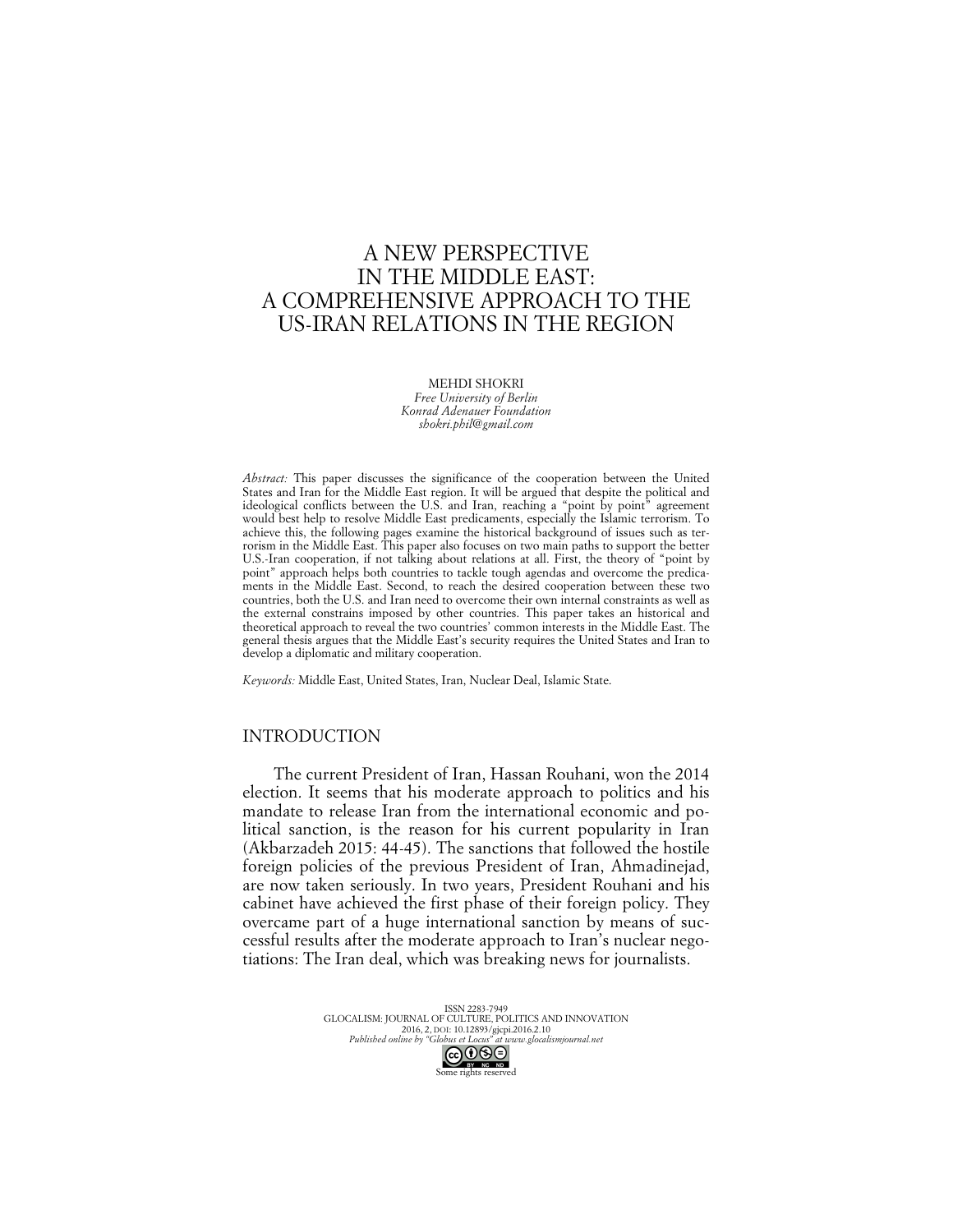# A NEW PERSPECTIVE IN THE MIDDLE EAST: A COMPREHENSIVE APPROACH TO THE US-IRAN RELATIONS IN THE REGION

MEHDI SHOKRI
*Free University of Berlin*
*Konrad Adenauer Foundation*
*shokri.phil@gmail.com*

*Abstract:* This paper discusses the significance of the cooperation between the United States and Iran for the Middle East region. It will be argued that despite the political and ideological conflicts between the U.S. and Iran, reaching a "point by point" agreement would best help to resolve Middle East predicaments, especially the Islamic terrorism. To achieve this, the following pages examine the historical background of issues such as terrorism in the Middle East. This paper also focuses on two main paths to support the better U.S.-Iran cooperation, if not talking about relations at all. First, the theory of "point by point" approach helps both countries to tackle tough agendas and overcome the predicaments in the Middle East. Second, to reach the desired cooperation between these two countries, both the U.S. and Iran need to overcome their own internal constraints as well as the external constrains imposed by other countries. This paper takes an historical and theoretical approach to reveal the two countries' common interests in the Middle East. The general thesis argues that the Middle East's security requires the United States and Iran to develop a diplomatic and military cooperation.

*Keywords:* Middle East, United States, Iran, Nuclear Deal, Islamic State.

## INTRODUCTION

The current President of Iran, Hassan Rouhani, won the 2014 election. It seems that his moderate approach to politics and his mandate to release Iran from the international economic and political sanction, is the reason for his current popularity in Iran (Akbarzadeh 2015: 44-45). The sanctions that followed the hostile foreign policies of the previous President of Iran, Ahmadinejad, are now taken seriously. In two years, President Rouhani and his cabinet have achieved the first phase of their foreign policy. They overcame part of a huge international sanction by means of successful results after the moderate approach to Iran's nuclear negotiations: The Iran deal, which was breaking news for journalists.

ISSN 2283-7949
GLOCALISM: JOURNAL OF CULTURE, POLITICS AND INNOVATION
2016, 2, DOI: 10.12893/gjcpi.2016.2.10
*Published online by "Globus et Locus" at www.glocalismjournal.net*
Some rights reserved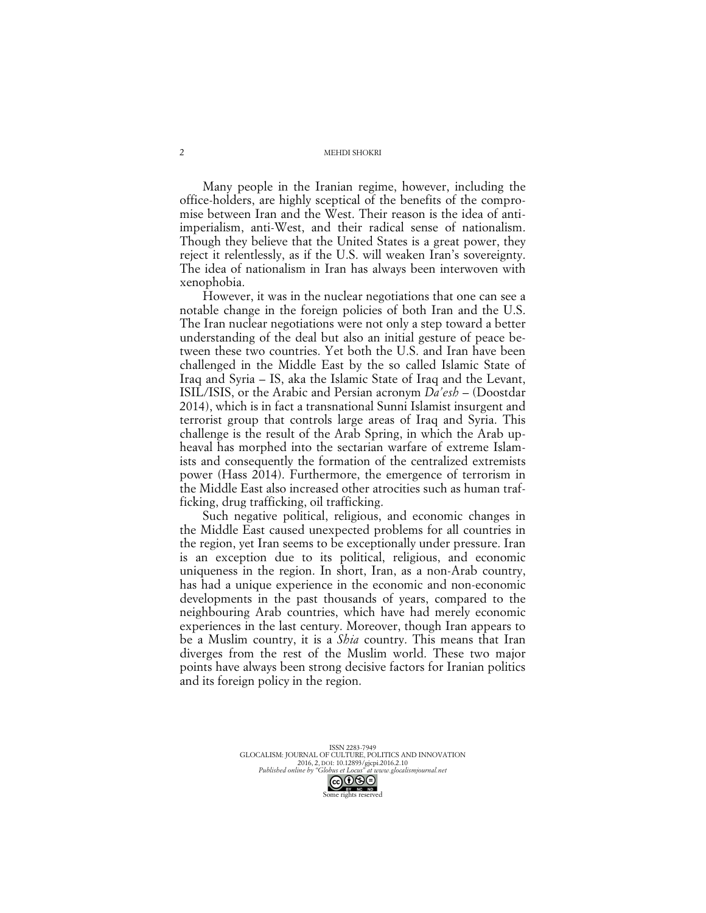Many people in the Iranian regime, however, including the office-holders, are highly sceptical of the benefits of the compromise between Iran and the West. Their reason is the idea of anti-imperialism, anti-West, and their radical sense of nationalism. Though they believe that the United States is a great power, they reject it relentlessly, as if the U.S. will weaken Iran's sovereignty. The idea of nationalism in Iran has always been interwoven with xenophobia.

However, it was in the nuclear negotiations that one can see a notable change in the foreign policies of both Iran and the U.S. The Iran nuclear negotiations were not only a step toward a better understanding of the deal but also an initial gesture of peace between these two countries. Yet both the U.S. and Iran have been challenged in the Middle East by the so called Islamic State of Iraq and Syria – IS, aka the Islamic State of Iraq and the Levant, ISIL/ISIS, or the Arabic and Persian acronym *Da'esh* – (Doostdar 2014), which is in fact a transnational Sunni Islamist insurgent and terrorist group that controls large areas of Iraq and Syria. This challenge is the result of the Arab Spring, in which the Arab upheaval has morphed into the sectarian warfare of extreme Islamists and consequently the formation of the centralized extremists power (Hass 2014). Furthermore, the emergence of terrorism in the Middle East also increased other atrocities such as human trafficking, drug trafficking, oil trafficking.

Such negative political, religious, and economic changes in the Middle East caused unexpected problems for all countries in the region, yet Iran seems to be exceptionally under pressure. Iran is an exception due to its political, religious, and economic uniqueness in the region. In short, Iran, as a non-Arab country, has had a unique experience in the economic and non-economic developments in the past thousands of years, compared to the neighbouring Arab countries, which have had merely economic experiences in the last century. Moreover, though Iran appears to be a Muslim country, it is a *Shia* country. This means that Iran diverges from the rest of the Muslim world. These two major points have always been strong decisive factors for Iranian politics and its foreign policy in the region.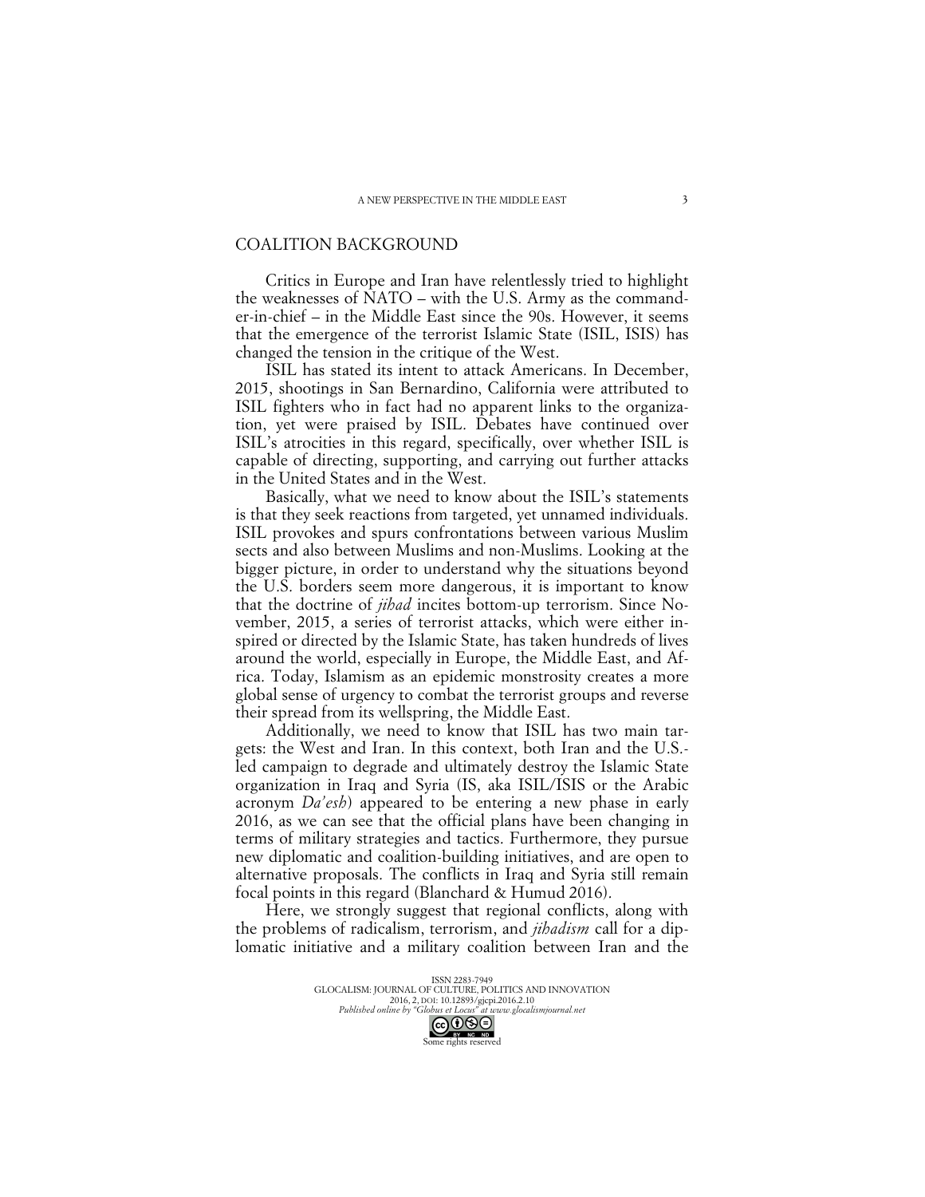## COALITION BACKGROUND

Critics in Europe and Iran have relentlessly tried to highlight the weaknesses of NATO – with the U.S. Army as the commander-in-chief – in the Middle East since the 90s. However, it seems that the emergence of the terrorist Islamic State (ISIL, ISIS) has changed the tension in the critique of the West.

ISIL has stated its intent to attack Americans. In December, 2015, shootings in San Bernardino, California were attributed to ISIL fighters who in fact had no apparent links to the organization, yet were praised by ISIL. Debates have continued over ISIL's atrocities in this regard, specifically, over whether ISIL is capable of directing, supporting, and carrying out further attacks in the United States and in the West.

Basically, what we need to know about the ISIL's statements is that they seek reactions from targeted, yet unnamed individuals. ISIL provokes and spurs confrontations between various Muslim sects and also between Muslims and non-Muslims. Looking at the bigger picture, in order to understand why the situations beyond the U.S. borders seem more dangerous, it is important to know that the doctrine of *jihad* incites bottom-up terrorism. Since November, 2015, a series of terrorist attacks, which were either inspired or directed by the Islamic State, has taken hundreds of lives around the world, especially in Europe, the Middle East, and Africa. Today, Islamism as an epidemic monstrosity creates a more global sense of urgency to combat the terrorist groups and reverse their spread from its wellspring, the Middle East.

Additionally, we need to know that ISIL has two main targets: the West and Iran. In this context, both Iran and the U.S.-led campaign to degrade and ultimately destroy the Islamic State organization in Iraq and Syria (IS, aka ISIL/ISIS or the Arabic acronym *Da'esh*) appeared to be entering a new phase in early 2016, as we can see that the official plans have been changing in terms of military strategies and tactics. Furthermore, they pursue new diplomatic and coalition-building initiatives, and are open to alternative proposals. The conflicts in Iraq and Syria still remain focal points in this regard (Blanchard & Humud 2016).

Here, we strongly suggest that regional conflicts, along with the problems of radicalism, terrorism, and *jihadism* call for a diplomatic initiative and a military coalition between Iran and the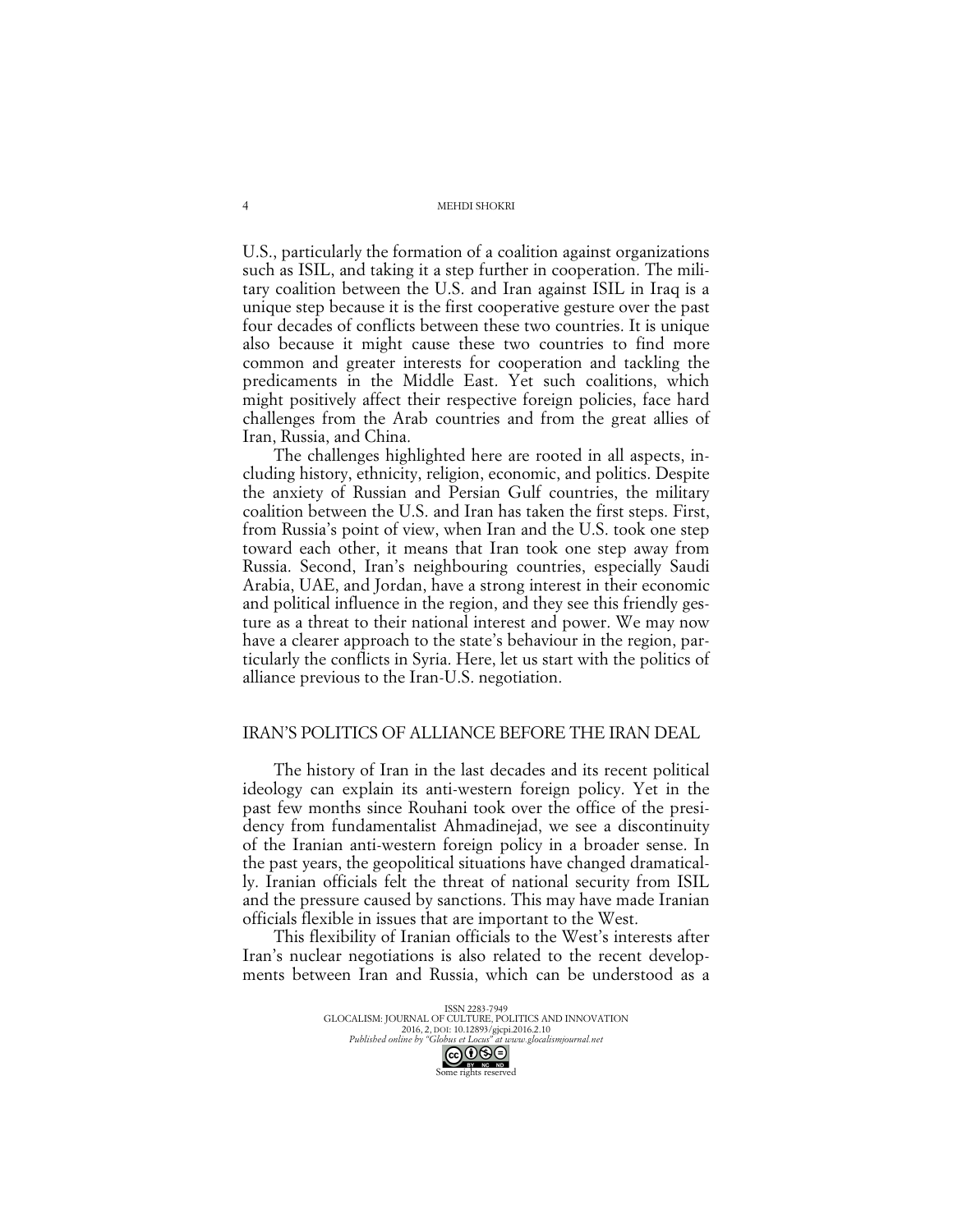U.S., particularly the formation of a coalition against organizations such as ISIL, and taking it a step further in cooperation. The military coalition between the U.S. and Iran against ISIL in Iraq is a unique step because it is the first cooperative gesture over the past four decades of conflicts between these two countries. It is unique also because it might cause these two countries to find more common and greater interests for cooperation and tackling the predicaments in the Middle East. Yet such coalitions, which might positively affect their respective foreign policies, face hard challenges from the Arab countries and from the great allies of Iran, Russia, and China.

The challenges highlighted here are rooted in all aspects, including history, ethnicity, religion, economic, and politics. Despite the anxiety of Russian and Persian Gulf countries, the military coalition between the U.S. and Iran has taken the first steps. First, from Russia's point of view, when Iran and the U.S. took one step toward each other, it means that Iran took one step away from Russia. Second, Iran's neighbouring countries, especially Saudi Arabia, UAE, and Jordan, have a strong interest in their economic and political influence in the region, and they see this friendly gesture as a threat to their national interest and power. We may now have a clearer approach to the state's behaviour in the region, particularly the conflicts in Syria. Here, let us start with the politics of alliance previous to the Iran-U.S. negotiation.

## IRAN'S POLITICS OF ALLIANCE BEFORE THE IRAN DEAL

The history of Iran in the last decades and its recent political ideology can explain its anti-western foreign policy. Yet in the past few months since Rouhani took over the office of the presidency from fundamentalist Ahmadinejad, we see a discontinuity of the Iranian anti-western foreign policy in a broader sense. In the past years, the geopolitical situations have changed dramatically. Iranian officials felt the threat of national security from ISIL and the pressure caused by sanctions. This may have made Iranian officials flexible in issues that are important to the West.

This flexibility of Iranian officials to the West's interests after Iran's nuclear negotiations is also related to the recent developments between Iran and Russia, which can be understood as a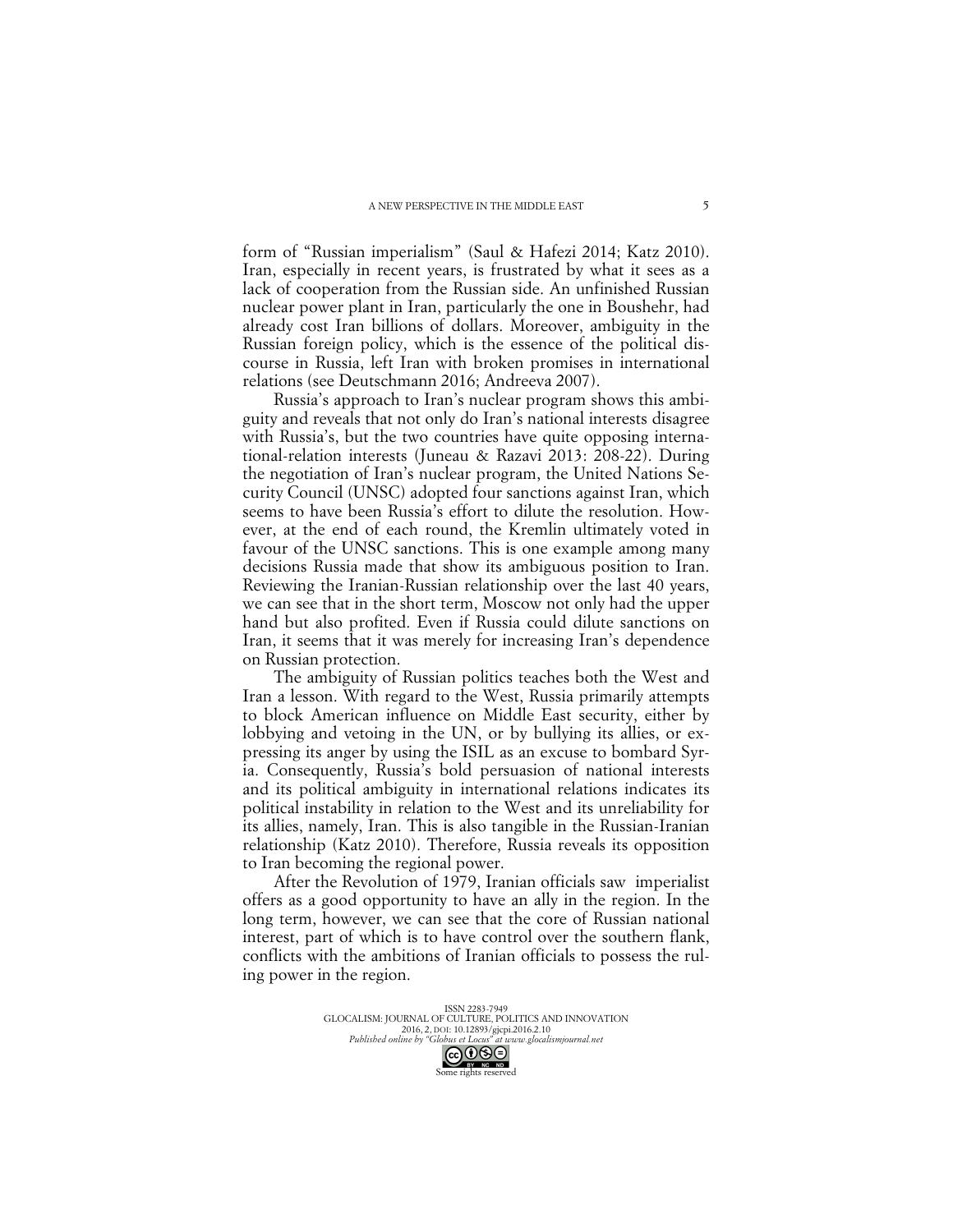form of "Russian imperialism" (Saul & Hafezi 2014; Katz 2010). Iran, especially in recent years, is frustrated by what it sees as a lack of cooperation from the Russian side. An unfinished Russian nuclear power plant in Iran, particularly the one in Boushehr, had already cost Iran billions of dollars. Moreover, ambiguity in the Russian foreign policy, which is the essence of the political discourse in Russia, left Iran with broken promises in international relations (see Deutschmann 2016; Andreeva 2007).

Russia's approach to Iran's nuclear program shows this ambiguity and reveals that not only do Iran's national interests disagree with Russia's, but the two countries have quite opposing international-relation interests (Juneau & Razavi 2013: 208-22). During the negotiation of Iran's nuclear program, the United Nations Security Council (UNSC) adopted four sanctions against Iran, which seems to have been Russia's effort to dilute the resolution. However, at the end of each round, the Kremlin ultimately voted in favour of the UNSC sanctions. This is one example among many decisions Russia made that show its ambiguous position to Iran. Reviewing the Iranian-Russian relationship over the last 40 years, we can see that in the short term, Moscow not only had the upper hand but also profited. Even if Russia could dilute sanctions on Iran, it seems that it was merely for increasing Iran's dependence on Russian protection.

The ambiguity of Russian politics teaches both the West and Iran a lesson. With regard to the West, Russia primarily attempts to block American influence on Middle East security, either by lobbying and vetoing in the UN, or by bullying its allies, or expressing its anger by using the ISIL as an excuse to bombard Syria. Consequently, Russia's bold persuasion of national interests and its political ambiguity in international relations indicates its political instability in relation to the West and its unreliability for its allies, namely, Iran. This is also tangible in the Russian-Iranian relationship (Katz 2010). Therefore, Russia reveals its opposition to Iran becoming the regional power.

After the Revolution of 1979, Iranian officials saw imperialist offers as a good opportunity to have an ally in the region. In the long term, however, we can see that the core of Russian national interest, part of which is to have control over the southern flank, conflicts with the ambitions of Iranian officials to possess the ruling power in the region.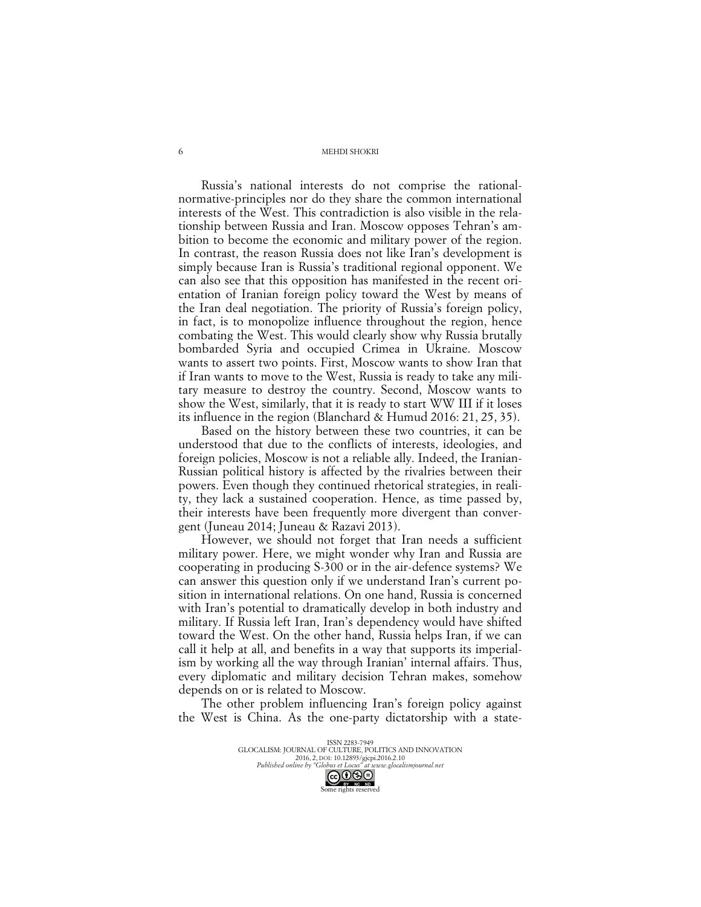Russia's national interests do not comprise the rational-normative-principles nor do they share the common international interests of the West. This contradiction is also visible in the relationship between Russia and Iran. Moscow opposes Tehran's ambition to become the economic and military power of the region. In contrast, the reason Russia does not like Iran's development is simply because Iran is Russia's traditional regional opponent. We can also see that this opposition has manifested in the recent orientation of Iranian foreign policy toward the West by means of the Iran deal negotiation. The priority of Russia's foreign policy, in fact, is to monopolize influence throughout the region, hence combating the West. This would clearly show why Russia brutally bombarded Syria and occupied Crimea in Ukraine. Moscow wants to assert two points. First, Moscow wants to show Iran that if Iran wants to move to the West, Russia is ready to take any military measure to destroy the country. Second, Moscow wants to show the West, similarly, that it is ready to start WW III if it loses its influence in the region (Blanchard & Humud 2016: 21, 25, 35).

Based on the history between these two countries, it can be understood that due to the conflicts of interests, ideologies, and foreign policies, Moscow is not a reliable ally. Indeed, the Iranian-Russian political history is affected by the rivalries between their powers. Even though they continued rhetorical strategies, in reality, they lack a sustained cooperation. Hence, as time passed by, their interests have been frequently more divergent than convergent (Juneau 2014; Juneau & Razavi 2013).

However, we should not forget that Iran needs a sufficient military power. Here, we might wonder why Iran and Russia are cooperating in producing S-300 or in the air-defence systems? We can answer this question only if we understand Iran's current position in international relations. On one hand, Russia is concerned with Iran's potential to dramatically develop in both industry and military. If Russia left Iran, Iran's dependency would have shifted toward the West. On the other hand, Russia helps Iran, if we can call it help at all, and benefits in a way that supports its imperialism by working all the way through Iranian' internal affairs. Thus, every diplomatic and military decision Tehran makes, somehow depends on or is related to Moscow.

The other problem influencing Iran's foreign policy against the West is China. As the one-party dictatorship with a state-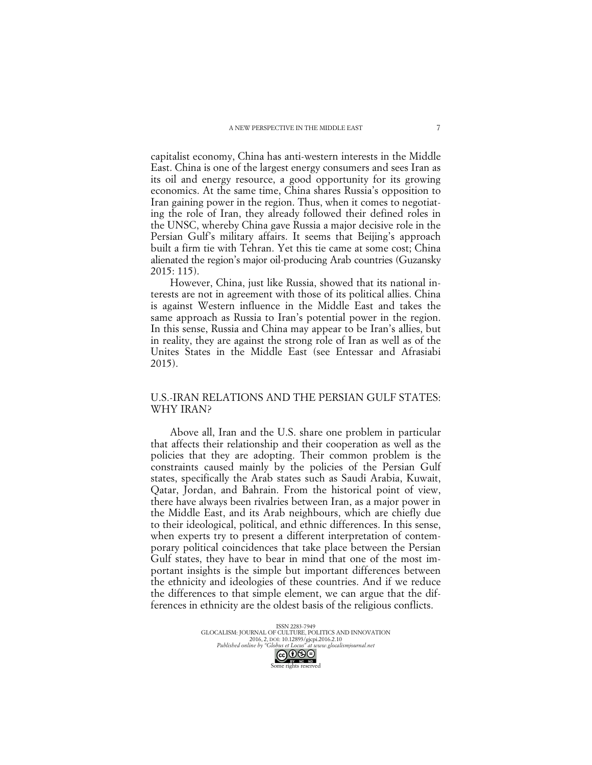capitalist economy, China has anti-western interests in the Middle East. China is one of the largest energy consumers and sees Iran as its oil and energy resource, a good opportunity for its growing economics. At the same time, China shares Russia's opposition to Iran gaining power in the region. Thus, when it comes to negotiating the role of Iran, they already followed their defined roles in the UNSC, whereby China gave Russia a major decisive role in the Persian Gulf's military affairs. It seems that Beijing's approach built a firm tie with Tehran. Yet this tie came at some cost; China alienated the region's major oil-producing Arab countries (Guzansky 2015: 115).

However, China, just like Russia, showed that its national interests are not in agreement with those of its political allies. China is against Western influence in the Middle East and takes the same approach as Russia to Iran's potential power in the region. In this sense, Russia and China may appear to be Iran's allies, but in reality, they are against the strong role of Iran as well as of the Unites States in the Middle East (see Entessar and Afrasiabi 2015).

## U.S.-IRAN RELATIONS AND THE PERSIAN GULF STATES: WHY IRAN?

Above all, Iran and the U.S. share one problem in particular that affects their relationship and their cooperation as well as the policies that they are adopting. Their common problem is the constraints caused mainly by the policies of the Persian Gulf states, specifically the Arab states such as Saudi Arabia, Kuwait, Qatar, Jordan, and Bahrain. From the historical point of view, there have always been rivalries between Iran, as a major power in the Middle East, and its Arab neighbours, which are chiefly due to their ideological, political, and ethnic differences. In this sense, when experts try to present a different interpretation of contemporary political coincidences that take place between the Persian Gulf states, they have to bear in mind that one of the most important insights is the simple but important differences between the ethnicity and ideologies of these countries. And if we reduce the differences to that simple element, we can argue that the differences in ethnicity are the oldest basis of the religious conflicts.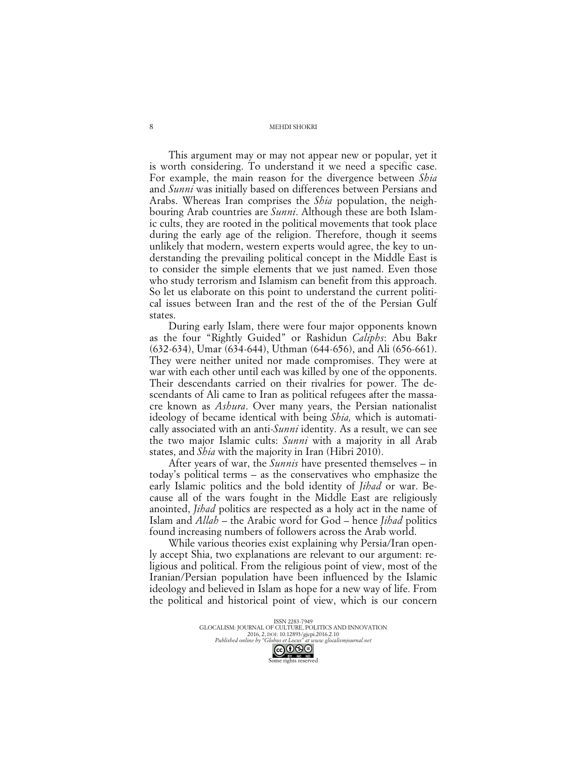This argument may or may not appear new or popular, yet it is worth considering. To understand it we need a specific case. For example, the main reason for the divergence between *Shia* and *Sunni* was initially based on differences between Persians and Arabs. Whereas Iran comprises the *Shia* population, the neighbouring Arab countries are *Sunni*. Although these are both Islamic cults, they are rooted in the political movements that took place during the early age of the religion. Therefore, though it seems unlikely that modern, western experts would agree, the key to understanding the prevailing political concept in the Middle East is to consider the simple elements that we just named. Even those who study terrorism and Islamism can benefit from this approach. So let us elaborate on this point to understand the current political issues between Iran and the rest of the of the Persian Gulf states.

During early Islam, there were four major opponents known as the four "Rightly Guided" or Rashidun *Caliphs*: Abu Bakr (632-634), Umar (634-644), Uthman (644-656), and Ali (656-661). They were neither united nor made compromises. They were at war with each other until each was killed by one of the opponents. Their descendants carried on their rivalries for power. The descendants of Ali came to Iran as political refugees after the massacre known as *Ashura*. Over many years, the Persian nationalist ideology of became identical with being *Shia,* which is automatically associated with an anti-*Sunni* identity. As a result, we can see the two major Islamic cults: *Sunni* with a majority in all Arab states, and *Shia* with the majority in Iran (Hibri 2010).

After years of war, the *Sunnis* have presented themselves – in today's political terms – as the conservatives who emphasize the early Islamic politics and the bold identity of *Jihad* or war. Because all of the wars fought in the Middle East are religiously anointed, *Jihad* politics are respected as a holy act in the name of Islam and *Allah* – the Arabic word for God – hence *Jihad* politics found increasing numbers of followers across the Arab world.

While various theories exist explaining why Persia/Iran openly accept Shia, two explanations are relevant to our argument: religious and political. From the religious point of view, most of the Iranian/Persian population have been influenced by the Islamic ideology and believed in Islam as hope for a new way of life. From the political and historical point of view, which is our concern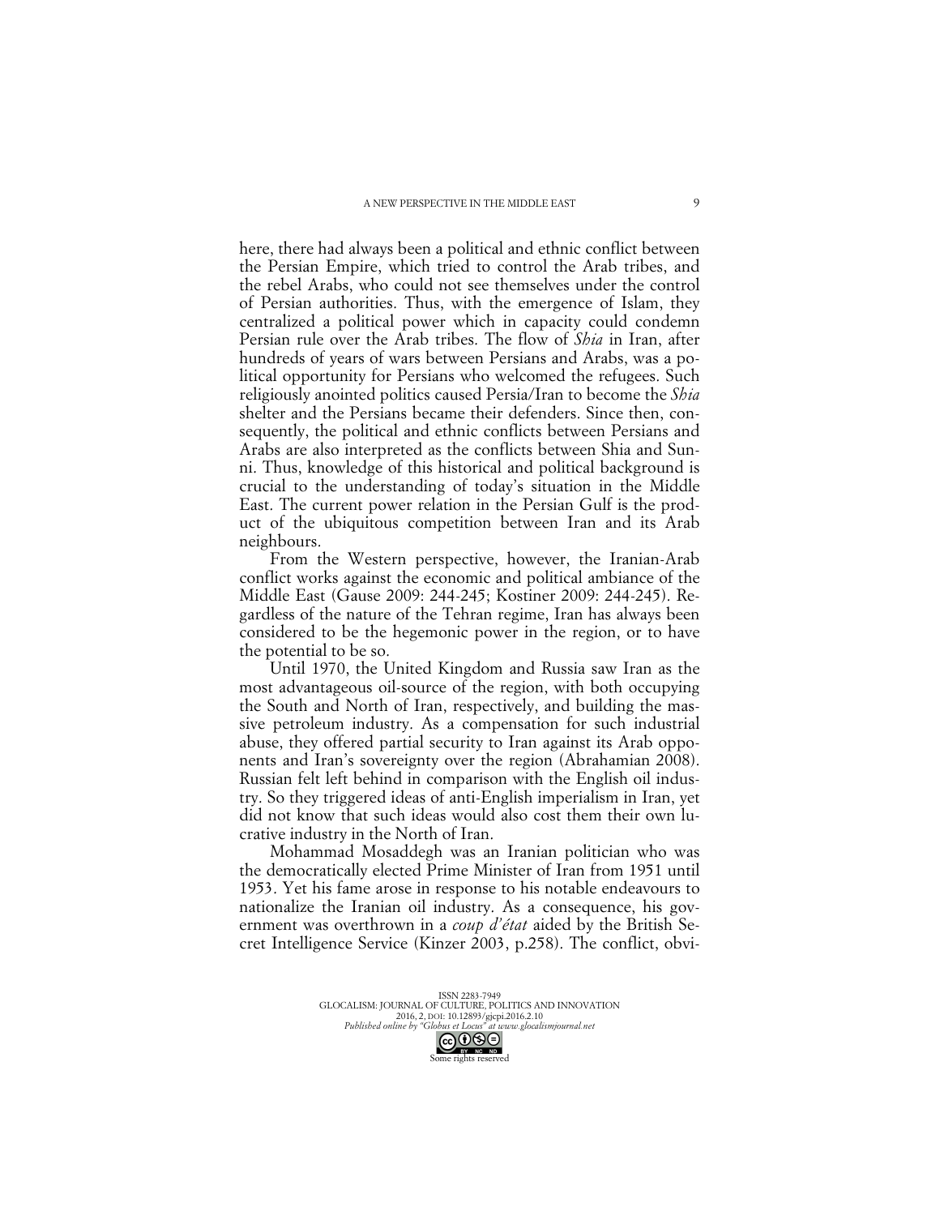here, there had always been a political and ethnic conflict between the Persian Empire, which tried to control the Arab tribes, and the rebel Arabs, who could not see themselves under the control of Persian authorities. Thus, with the emergence of Islam, they centralized a political power which in capacity could condemn Persian rule over the Arab tribes. The flow of *Shia* in Iran, after hundreds of years of wars between Persians and Arabs, was a political opportunity for Persians who welcomed the refugees. Such religiously anointed politics caused Persia/Iran to become the *Shia* shelter and the Persians became their defenders. Since then, consequently, the political and ethnic conflicts between Persians and Arabs are also interpreted as the conflicts between Shia and Sunni. Thus, knowledge of this historical and political background is crucial to the understanding of today's situation in the Middle East. The current power relation in the Persian Gulf is the product of the ubiquitous competition between Iran and its Arab neighbours.

From the Western perspective, however, the Iranian-Arab conflict works against the economic and political ambiance of the Middle East (Gause 2009: 244-245; Kostiner 2009: 244-245). Regardless of the nature of the Tehran regime, Iran has always been considered to be the hegemonic power in the region, or to have the potential to be so.

Until 1970, the United Kingdom and Russia saw Iran as the most advantageous oil-source of the region, with both occupying the South and North of Iran, respectively, and building the massive petroleum industry. As a compensation for such industrial abuse, they offered partial security to Iran against its Arab opponents and Iran's sovereignty over the region (Abrahamian 2008). Russian felt left behind in comparison with the English oil industry. So they triggered ideas of anti-English imperialism in Iran, yet did not know that such ideas would also cost them their own lucrative industry in the North of Iran.

Mohammad Mosaddegh was an Iranian politician who was the democratically elected Prime Minister of Iran from 1951 until 1953. Yet his fame arose in response to his notable endeavours to nationalize the Iranian oil industry. As a consequence, his government was overthrown in a *coup d'état* aided by the British Secret Intelligence Service (Kinzer 2003, p.258). The conflict, obvi-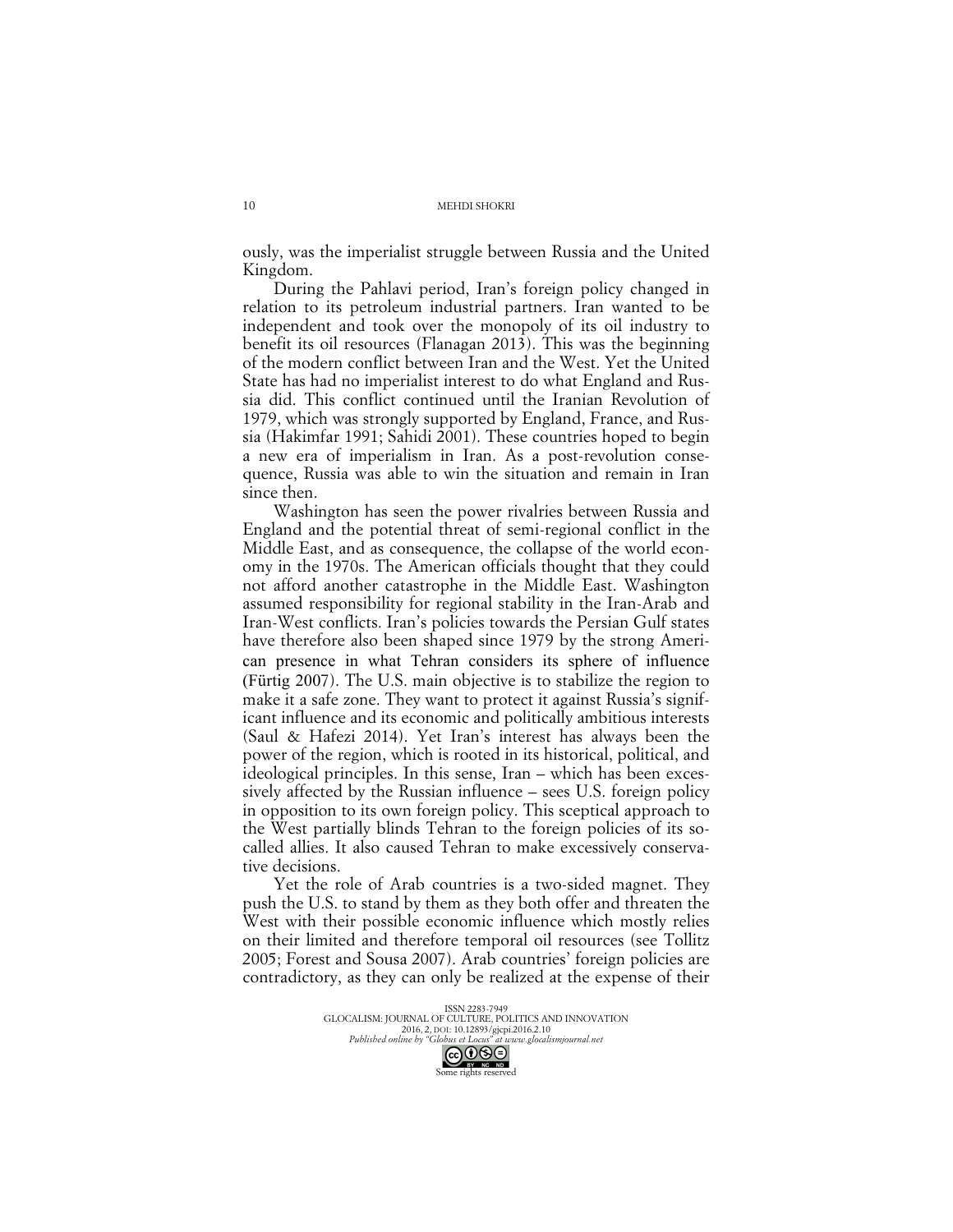ously, was the imperialist struggle between Russia and the United Kingdom.

During the Pahlavi period, Iran's foreign policy changed in relation to its petroleum industrial partners. Iran wanted to be independent and took over the monopoly of its oil industry to benefit its oil resources (Flanagan 2013). This was the beginning of the modern conflict between Iran and the West. Yet the United State has had no imperialist interest to do what England and Russia did. This conflict continued until the Iranian Revolution of 1979, which was strongly supported by England, France, and Russia (Hakimfar 1991; Sahidi 2001). These countries hoped to begin a new era of imperialism in Iran. As a post-revolution consequence, Russia was able to win the situation and remain in Iran since then.

Washington has seen the power rivalries between Russia and England and the potential threat of semi-regional conflict in the Middle East, and as consequence, the collapse of the world economy in the 1970s. The American officials thought that they could not afford another catastrophe in the Middle East. Washington assumed responsibility for regional stability in the Iran-Arab and Iran-West conflicts. Iran's policies towards the Persian Gulf states have therefore also been shaped since 1979 by the strong American presence in what Tehran considers its sphere of influence (Fürtig 2007). The U.S. main objective is to stabilize the region to make it a safe zone. They want to protect it against Russia's significant influence and its economic and politically ambitious interests (Saul & Hafezi 2014). Yet Iran's interest has always been the power of the region, which is rooted in its historical, political, and ideological principles. In this sense, Iran – which has been excessively affected by the Russian influence – sees U.S. foreign policy in opposition to its own foreign policy. This sceptical approach to the West partially blinds Tehran to the foreign policies of its so-called allies. It also caused Tehran to make excessively conservative decisions.

Yet the role of Arab countries is a two-sided magnet. They push the U.S. to stand by them as they both offer and threaten the West with their possible economic influence which mostly relies on their limited and therefore temporal oil resources (see Tollitz 2005; Forest and Sousa 2007). Arab countries' foreign policies are contradictory, as they can only be realized at the expense of their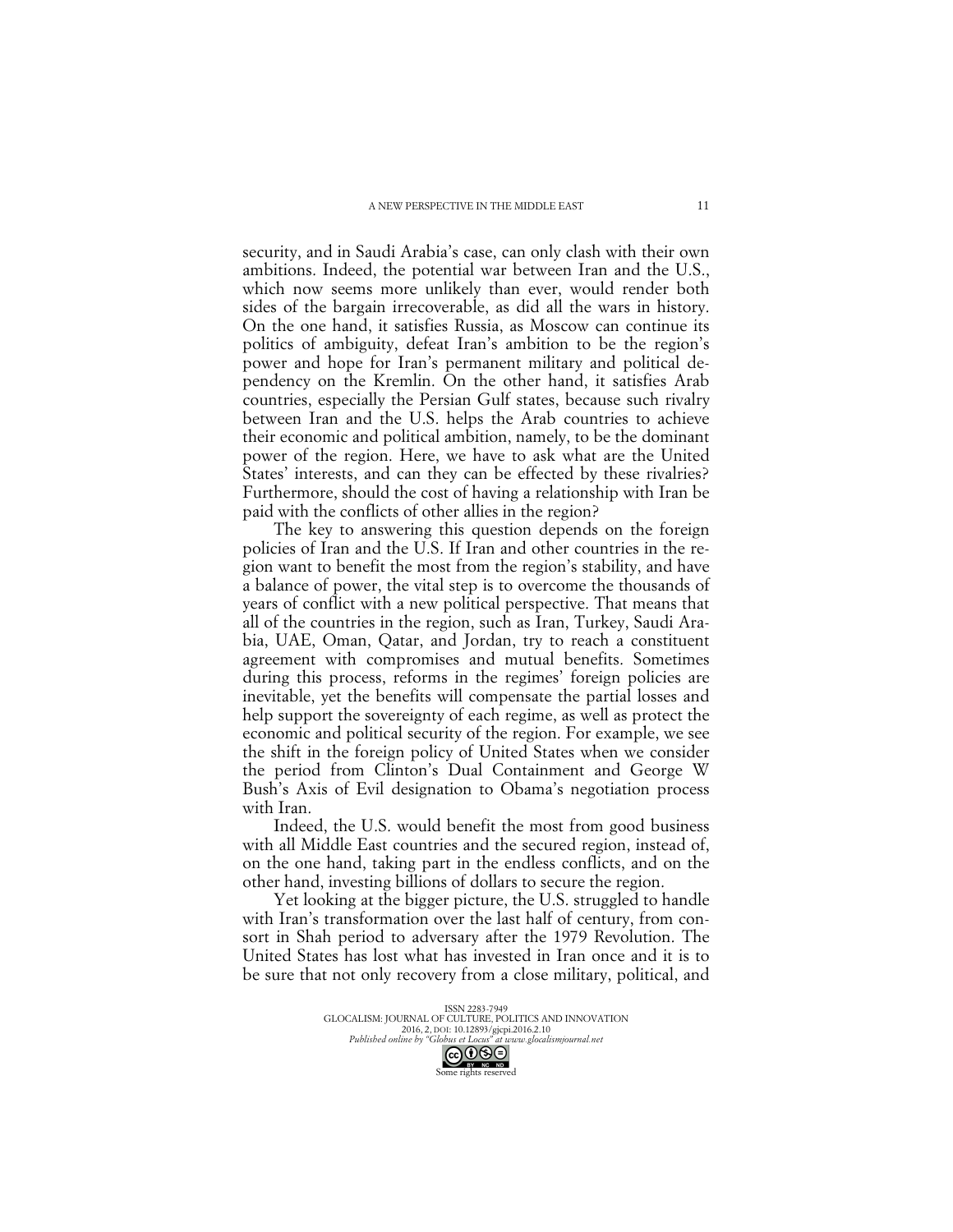security, and in Saudi Arabia's case, can only clash with their own ambitions. Indeed, the potential war between Iran and the U.S., which now seems more unlikely than ever, would render both sides of the bargain irrecoverable, as did all the wars in history. On the one hand, it satisfies Russia, as Moscow can continue its politics of ambiguity, defeat Iran's ambition to be the region's power and hope for Iran's permanent military and political dependency on the Kremlin. On the other hand, it satisfies Arab countries, especially the Persian Gulf states, because such rivalry between Iran and the U.S. helps the Arab countries to achieve their economic and political ambition, namely, to be the dominant power of the region. Here, we have to ask what are the United States' interests, and can they can be effected by these rivalries? Furthermore, should the cost of having a relationship with Iran be paid with the conflicts of other allies in the region?

The key to answering this question depends on the foreign policies of Iran and the U.S. If Iran and other countries in the region want to benefit the most from the region's stability, and have a balance of power, the vital step is to overcome the thousands of years of conflict with a new political perspective. That means that all of the countries in the region, such as Iran, Turkey, Saudi Arabia, UAE, Oman, Qatar, and Jordan, try to reach a constituent agreement with compromises and mutual benefits. Sometimes during this process, reforms in the regimes' foreign policies are inevitable, yet the benefits will compensate the partial losses and help support the sovereignty of each regime, as well as protect the economic and political security of the region. For example, we see the shift in the foreign policy of United States when we consider the period from Clinton's Dual Containment and George W Bush's Axis of Evil designation to Obama's negotiation process with Iran.

Indeed, the U.S. would benefit the most from good business with all Middle East countries and the secured region, instead of, on the one hand, taking part in the endless conflicts, and on the other hand, investing billions of dollars to secure the region.

Yet looking at the bigger picture, the U.S. struggled to handle with Iran's transformation over the last half of century, from consort in Shah period to adversary after the 1979 Revolution. The United States has lost what has invested in Iran once and it is to be sure that not only recovery from a close military, political, and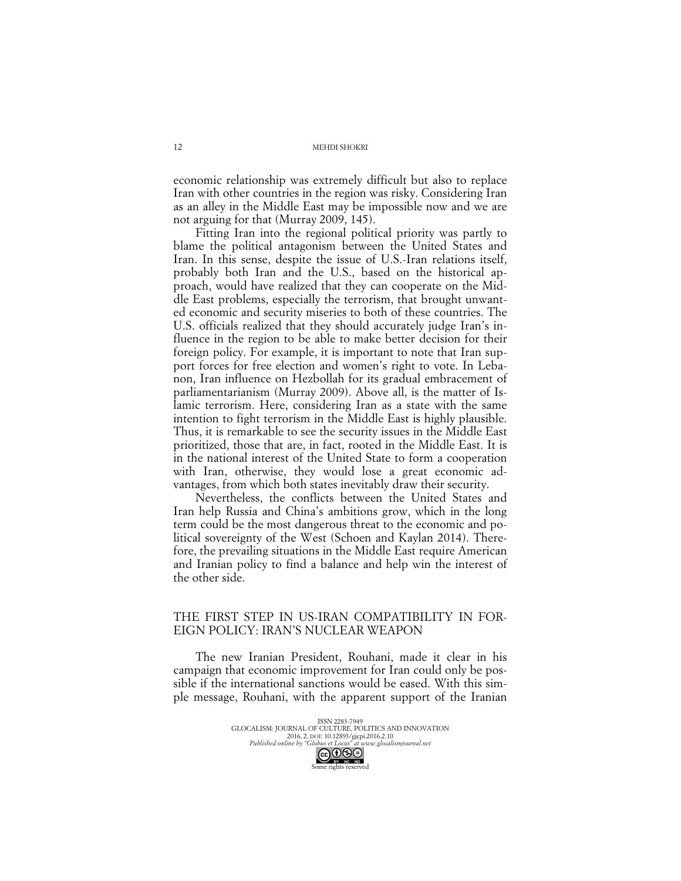economic relationship was extremely difficult but also to replace Iran with other countries in the region was risky. Considering Iran as an alley in the Middle East may be impossible now and we are not arguing for that (Murray 2009, 145).

Fitting Iran into the regional political priority was partly to blame the political antagonism between the United States and Iran. In this sense, despite the issue of U.S.-Iran relations itself, probably both Iran and the U.S., based on the historical approach, would have realized that they can cooperate on the Middle East problems, especially the terrorism, that brought unwanted economic and security miseries to both of these countries. The U.S. officials realized that they should accurately judge Iran's influence in the region to be able to make better decision for their foreign policy. For example, it is important to note that Iran support forces for free election and women's right to vote. In Lebanon, Iran influence on Hezbollah for its gradual embracement of parliamentarianism (Murray 2009). Above all, is the matter of Islamic terrorism. Here, considering Iran as a state with the same intention to fight terrorism in the Middle East is highly plausible. Thus, it is remarkable to see the security issues in the Middle East prioritized, those that are, in fact, rooted in the Middle East. It is in the national interest of the United State to form a cooperation with Iran, otherwise, they would lose a great economic advantages, from which both states inevitably draw their security.

Nevertheless, the conflicts between the United States and Iran help Russia and China's ambitions grow, which in the long term could be the most dangerous threat to the economic and political sovereignty of the West (Schoen and Kaylan 2014). Therefore, the prevailing situations in the Middle East require American and Iranian policy to find a balance and help win the interest of the other side.

## THE FIRST STEP IN US-IRAN COMPATIBILITY IN FOREIGN POLICY: IRAN'S NUCLEAR WEAPON

The new Iranian President, Rouhani, made it clear in his campaign that economic improvement for Iran could only be possible if the international sanctions would be eased. With this simple message, Rouhani, with the apparent support of the Iranian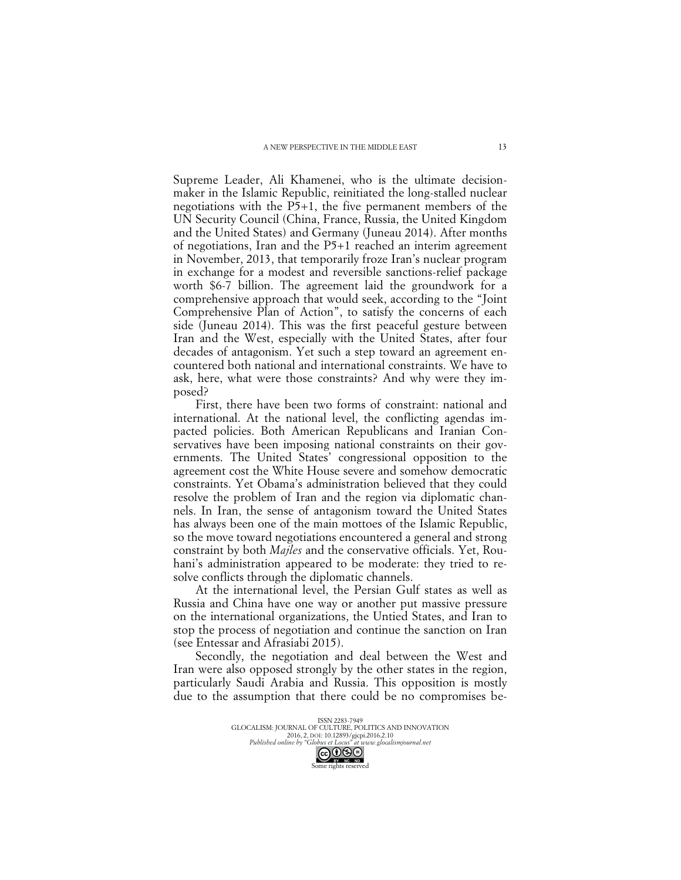Supreme Leader, Ali Khamenei, who is the ultimate decision-maker in the Islamic Republic, reinitiated the long-stalled nuclear negotiations with the P5+1, the five permanent members of the UN Security Council (China, France, Russia, the United Kingdom and the United States) and Germany (Juneau 2014). After months of negotiations, Iran and the P5+1 reached an interim agreement in November, 2013, that temporarily froze Iran's nuclear program in exchange for a modest and reversible sanctions-relief package worth $6-7 billion. The agreement laid the groundwork for a comprehensive approach that would seek, according to the "Joint Comprehensive Plan of Action", to satisfy the concerns of each side (Juneau 2014). This was the first peaceful gesture between Iran and the West, especially with the United States, after four decades of antagonism. Yet such a step toward an agreement encountered both national and international constraints. We have to ask, here, what were those constraints? And why were they imposed?

First, there have been two forms of constraint: national and international. At the national level, the conflicting agendas impacted policies. Both American Republicans and Iranian Conservatives have been imposing national constraints on their governments. The United States' congressional opposition to the agreement cost the White House severe and somehow democratic constraints. Yet Obama's administration believed that they could resolve the problem of Iran and the region via diplomatic channels. In Iran, the sense of antagonism toward the United States has always been one of the main mottoes of the Islamic Republic, so the move toward negotiations encountered a general and strong constraint by both *Majles* and the conservative officials. Yet, Rouhani's administration appeared to be moderate: they tried to resolve conflicts through the diplomatic channels.

At the international level, the Persian Gulf states as well as Russia and China have one way or another put massive pressure on the international organizations, the Untied States, and Iran to stop the process of negotiation and continue the sanction on Iran (see Entessar and Afrasiabi 2015).

Secondly, the negotiation and deal between the West and Iran were also opposed strongly by the other states in the region, particularly Saudi Arabia and Russia. This opposition is mostly due to the assumption that there could be no compromises be-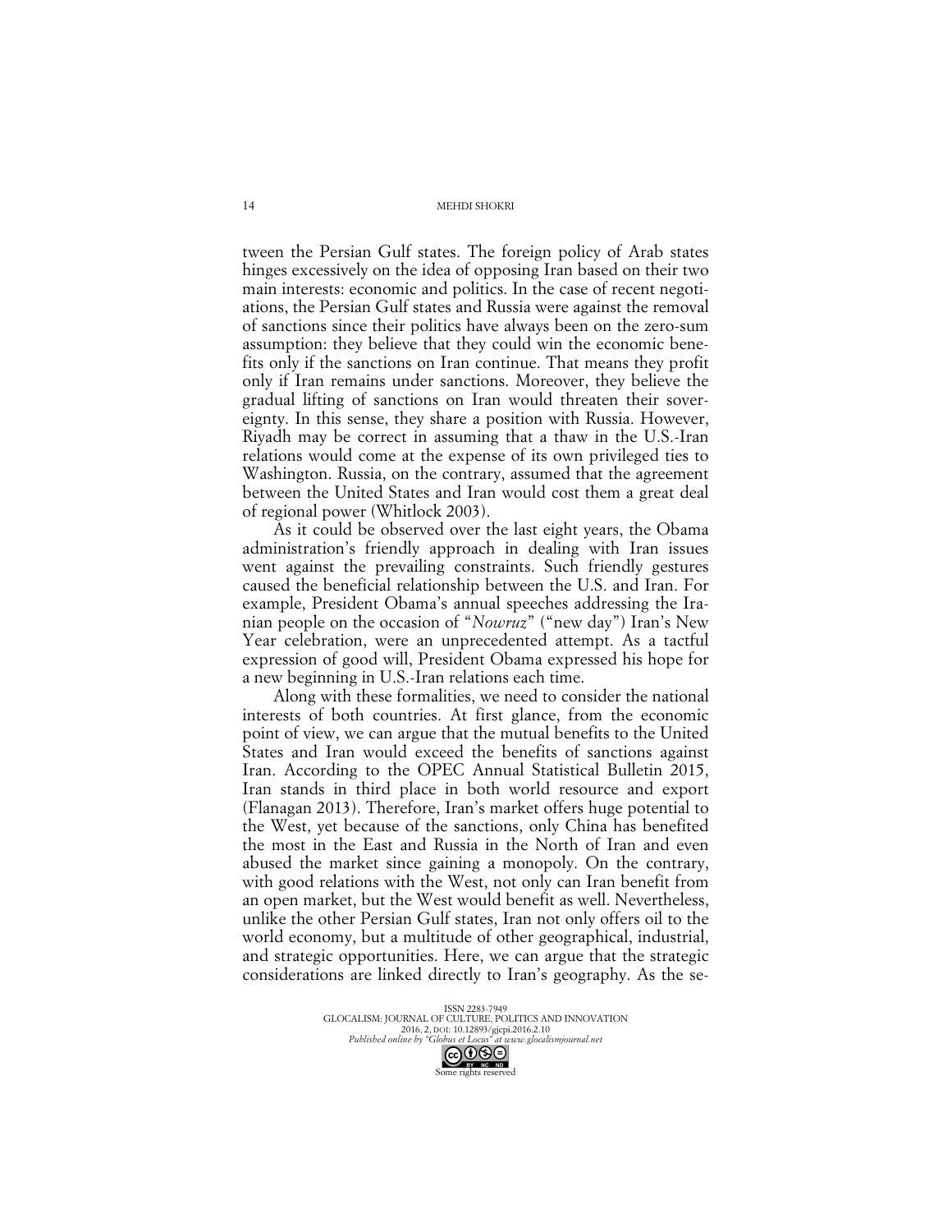tween the Persian Gulf states. The foreign policy of Arab states hinges excessively on the idea of opposing Iran based on their two main interests: economic and politics. In the case of recent negotiations, the Persian Gulf states and Russia were against the removal of sanctions since their politics have always been on the zero-sum assumption: they believe that they could win the economic benefits only if the sanctions on Iran continue. That means they profit only if Iran remains under sanctions. Moreover, they believe the gradual lifting of sanctions on Iran would threaten their sovereignty. In this sense, they share a position with Russia. However, Riyadh may be correct in assuming that a thaw in the U.S.-Iran relations would come at the expense of its own privileged ties to Washington. Russia, on the contrary, assumed that the agreement between the United States and Iran would cost them a great deal of regional power (Whitlock 2003).

As it could be observed over the last eight years, the Obama administration's friendly approach in dealing with Iran issues went against the prevailing constraints. Such friendly gestures caused the beneficial relationship between the U.S. and Iran. For example, President Obama's annual speeches addressing the Iranian people on the occasion of "*Nowruz*" ("new day") Iran's New Year celebration, were an unprecedented attempt. As a tactful expression of good will, President Obama expressed his hope for a new beginning in U.S.-Iran relations each time.

Along with these formalities, we need to consider the national interests of both countries. At first glance, from the economic point of view, we can argue that the mutual benefits to the United States and Iran would exceed the benefits of sanctions against Iran. According to the OPEC Annual Statistical Bulletin 2015, Iran stands in third place in both world resource and export (Flanagan 2013). Therefore, Iran's market offers huge potential to the West, yet because of the sanctions, only China has benefited the most in the East and Russia in the North of Iran and even abused the market since gaining a monopoly. On the contrary, with good relations with the West, not only can Iran benefit from an open market, but the West would benefit as well. Nevertheless, unlike the other Persian Gulf states, Iran not only offers oil to the world economy, but a multitude of other geographical, industrial, and strategic opportunities. Here, we can argue that the strategic considerations are linked directly to Iran's geography. As the se-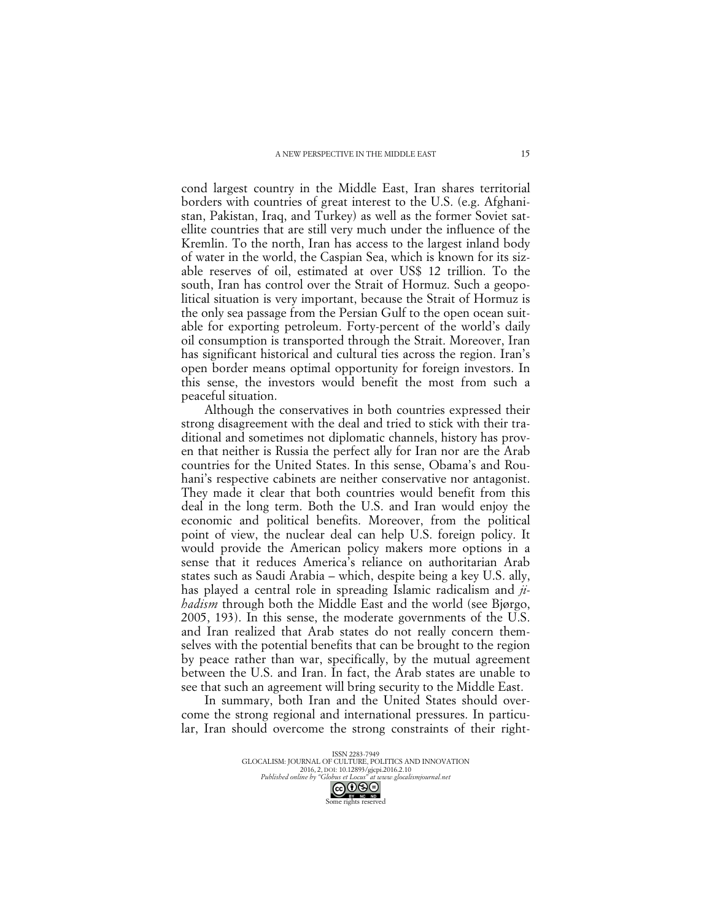cond largest country in the Middle East, Iran shares territorial borders with countries of great interest to the U.S. (e.g. Afghanistan, Pakistan, Iraq, and Turkey) as well as the former Soviet satellite countries that are still very much under the influence of the Kremlin. To the north, Iran has access to the largest inland body of water in the world, the Caspian Sea, which is known for its sizable reserves of oil, estimated at over US$ 12 trillion. To the south, Iran has control over the Strait of Hormuz. Such a geopolitical situation is very important, because the Strait of Hormuz is the only sea passage from the Persian Gulf to the open ocean suitable for exporting petroleum. Forty-percent of the world's daily oil consumption is transported through the Strait. Moreover, Iran has significant historical and cultural ties across the region. Iran's open border means optimal opportunity for foreign investors. In this sense, the investors would benefit the most from such a peaceful situation.

Although the conservatives in both countries expressed their strong disagreement with the deal and tried to stick with their traditional and sometimes not diplomatic channels, history has proven that neither is Russia the perfect ally for Iran nor are the Arab countries for the United States. In this sense, Obama's and Rouhani's respective cabinets are neither conservative nor antagonist. They made it clear that both countries would benefit from this deal in the long term. Both the U.S. and Iran would enjoy the economic and political benefits. Moreover, from the political point of view, the nuclear deal can help U.S. foreign policy. It would provide the American policy makers more options in a sense that it reduces America's reliance on authoritarian Arab states such as Saudi Arabia – which, despite being a key U.S. ally, has played a central role in spreading Islamic radicalism and *jihadism* through both the Middle East and the world (see Bjørgo, 2005, 193). In this sense, the moderate governments of the U.S. and Iran realized that Arab states do not really concern themselves with the potential benefits that can be brought to the region by peace rather than war, specifically, by the mutual agreement between the U.S. and Iran. In fact, the Arab states are unable to see that such an agreement will bring security to the Middle East.

In summary, both Iran and the United States should overcome the strong regional and international pressures. In particular, Iran should overcome the strong constraints of their right-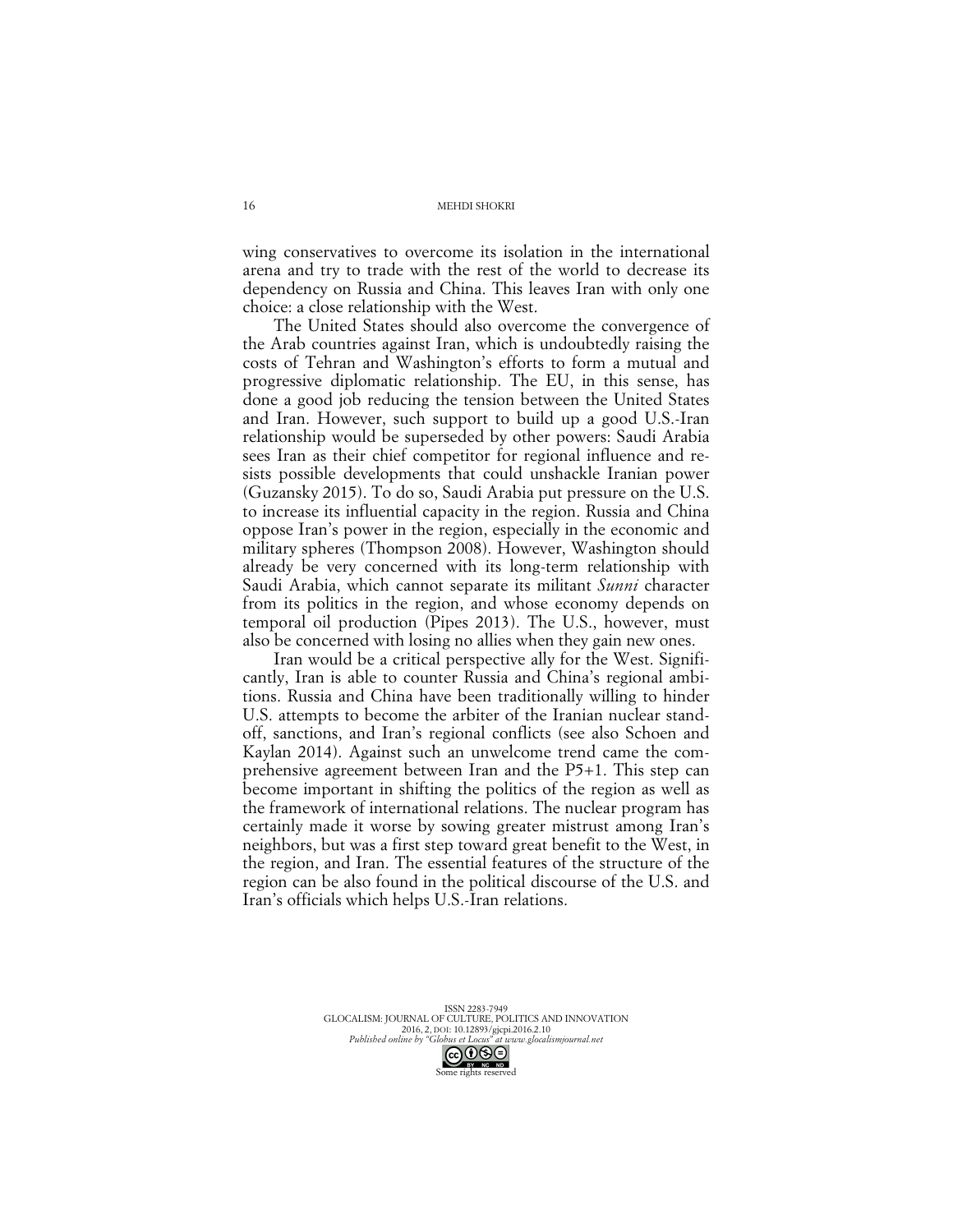wing conservatives to overcome its isolation in the international arena and try to trade with the rest of the world to decrease its dependency on Russia and China. This leaves Iran with only one choice: a close relationship with the West.

The United States should also overcome the convergence of the Arab countries against Iran, which is undoubtedly raising the costs of Tehran and Washington's efforts to form a mutual and progressive diplomatic relationship. The EU, in this sense, has done a good job reducing the tension between the United States and Iran. However, such support to build up a good U.S.-Iran relationship would be superseded by other powers: Saudi Arabia sees Iran as their chief competitor for regional influence and resists possible developments that could unshackle Iranian power (Guzansky 2015). To do so, Saudi Arabia put pressure on the U.S. to increase its influential capacity in the region. Russia and China oppose Iran's power in the region, especially in the economic and military spheres (Thompson 2008). However, Washington should already be very concerned with its long-term relationship with Saudi Arabia, which cannot separate its militant *Sunni* character from its politics in the region, and whose economy depends on temporal oil production (Pipes 2013). The U.S., however, must also be concerned with losing no allies when they gain new ones.

Iran would be a critical perspective ally for the West. Significantly, Iran is able to counter Russia and China's regional ambitions. Russia and China have been traditionally willing to hinder U.S. attempts to become the arbiter of the Iranian nuclear standoff, sanctions, and Iran's regional conflicts (see also Schoen and Kaylan 2014). Against such an unwelcome trend came the comprehensive agreement between Iran and the P5+1. This step can become important in shifting the politics of the region as well as the framework of international relations. The nuclear program has certainly made it worse by sowing greater mistrust among Iran's neighbors, but was a first step toward great benefit to the West, in the region, and Iran. The essential features of the structure of the region can be also found in the political discourse of the U.S. and Iran's officials which helps U.S.-Iran relations.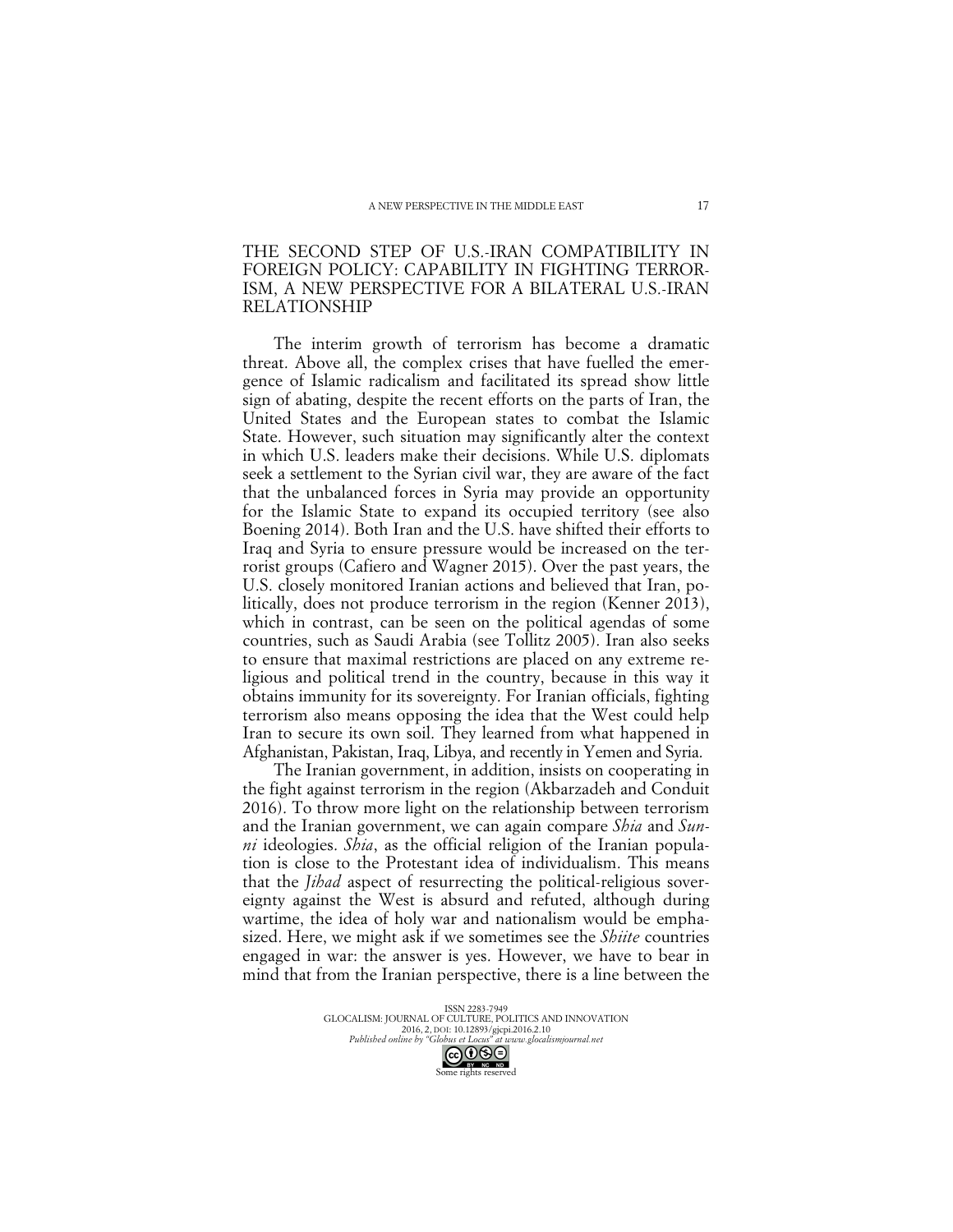## THE SECOND STEP OF U.S.-IRAN COMPATIBILITY IN FOREIGN POLICY: CAPABILITY IN FIGHTING TERRORISM, A NEW PERSPECTIVE FOR A BILATERAL U.S.-IRAN RELATIONSHIP

The interim growth of terrorism has become a dramatic threat. Above all, the complex crises that have fuelled the emergence of Islamic radicalism and facilitated its spread show little sign of abating, despite the recent efforts on the parts of Iran, the United States and the European states to combat the Islamic State. However, such situation may significantly alter the context in which U.S. leaders make their decisions. While U.S. diplomats seek a settlement to the Syrian civil war, they are aware of the fact that the unbalanced forces in Syria may provide an opportunity for the Islamic State to expand its occupied territory (see also Boening 2014). Both Iran and the U.S. have shifted their efforts to Iraq and Syria to ensure pressure would be increased on the terrorist groups (Cafiero and Wagner 2015). Over the past years, the U.S. closely monitored Iranian actions and believed that Iran, politically, does not produce terrorism in the region (Kenner 2013), which in contrast, can be seen on the political agendas of some countries, such as Saudi Arabia (see Tollitz 2005). Iran also seeks to ensure that maximal restrictions are placed on any extreme religious and political trend in the country, because in this way it obtains immunity for its sovereignty. For Iranian officials, fighting terrorism also means opposing the idea that the West could help Iran to secure its own soil. They learned from what happened in Afghanistan, Pakistan, Iraq, Libya, and recently in Yemen and Syria.

The Iranian government, in addition, insists on cooperating in the fight against terrorism in the region (Akbarzadeh and Conduit 2016). To throw more light on the relationship between terrorism and the Iranian government, we can again compare *Shia* and *Sunni* ideologies. *Shia*, as the official religion of the Iranian population is close to the Protestant idea of individualism. This means that the *Jihad* aspect of resurrecting the political-religious sovereignty against the West is absurd and refuted, although during wartime, the idea of holy war and nationalism would be emphasized. Here, we might ask if we sometimes see the *Shiite* countries engaged in war: the answer is yes. However, we have to bear in mind that from the Iranian perspective, there is a line between the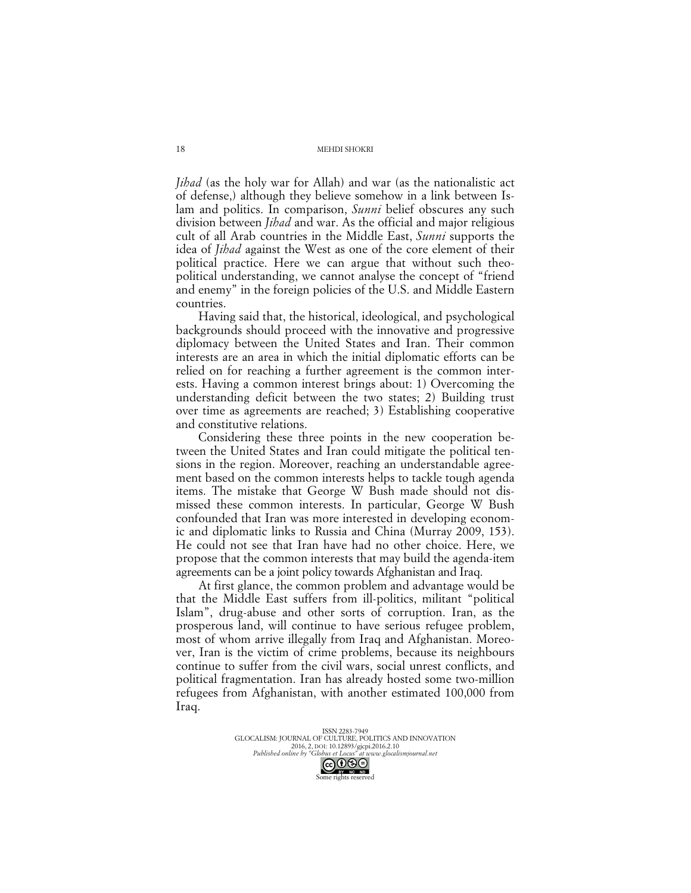*Jihad* (as the holy war for Allah) and war (as the nationalistic act of defense,) although they believe somehow in a link between Islam and politics. In comparison, *Sunni* belief obscures any such division between *Jihad* and war. As the official and major religious cult of all Arab countries in the Middle East, *Sunni* supports the idea of *Jihad* against the West as one of the core element of their political practice. Here we can argue that without such theo-political understanding, we cannot analyse the concept of "friend and enemy" in the foreign policies of the U.S. and Middle Eastern countries.

Having said that, the historical, ideological, and psychological backgrounds should proceed with the innovative and progressive diplomacy between the United States and Iran. Their common interests are an area in which the initial diplomatic efforts can be relied on for reaching a further agreement is the common interests. Having a common interest brings about: 1) Overcoming the understanding deficit between the two states; 2) Building trust over time as agreements are reached; 3) Establishing cooperative and constitutive relations.

Considering these three points in the new cooperation between the United States and Iran could mitigate the political tensions in the region. Moreover, reaching an understandable agreement based on the common interests helps to tackle tough agenda items. The mistake that George W Bush made should not dismissed these common interests. In particular, George W Bush confounded that Iran was more interested in developing economic and diplomatic links to Russia and China (Murray 2009, 153). He could not see that Iran have had no other choice. Here, we propose that the common interests that may build the agenda-item agreements can be a joint policy towards Afghanistan and Iraq.

At first glance, the common problem and advantage would be that the Middle East suffers from ill-politics, militant "political Islam", drug-abuse and other sorts of corruption. Iran, as the prosperous land, will continue to have serious refugee problem, most of whom arrive illegally from Iraq and Afghanistan. Moreover, Iran is the victim of crime problems, because its neighbours continue to suffer from the civil wars, social unrest conflicts, and political fragmentation. Iran has already hosted some two-million refugees from Afghanistan, with another estimated 100,000 from Iraq.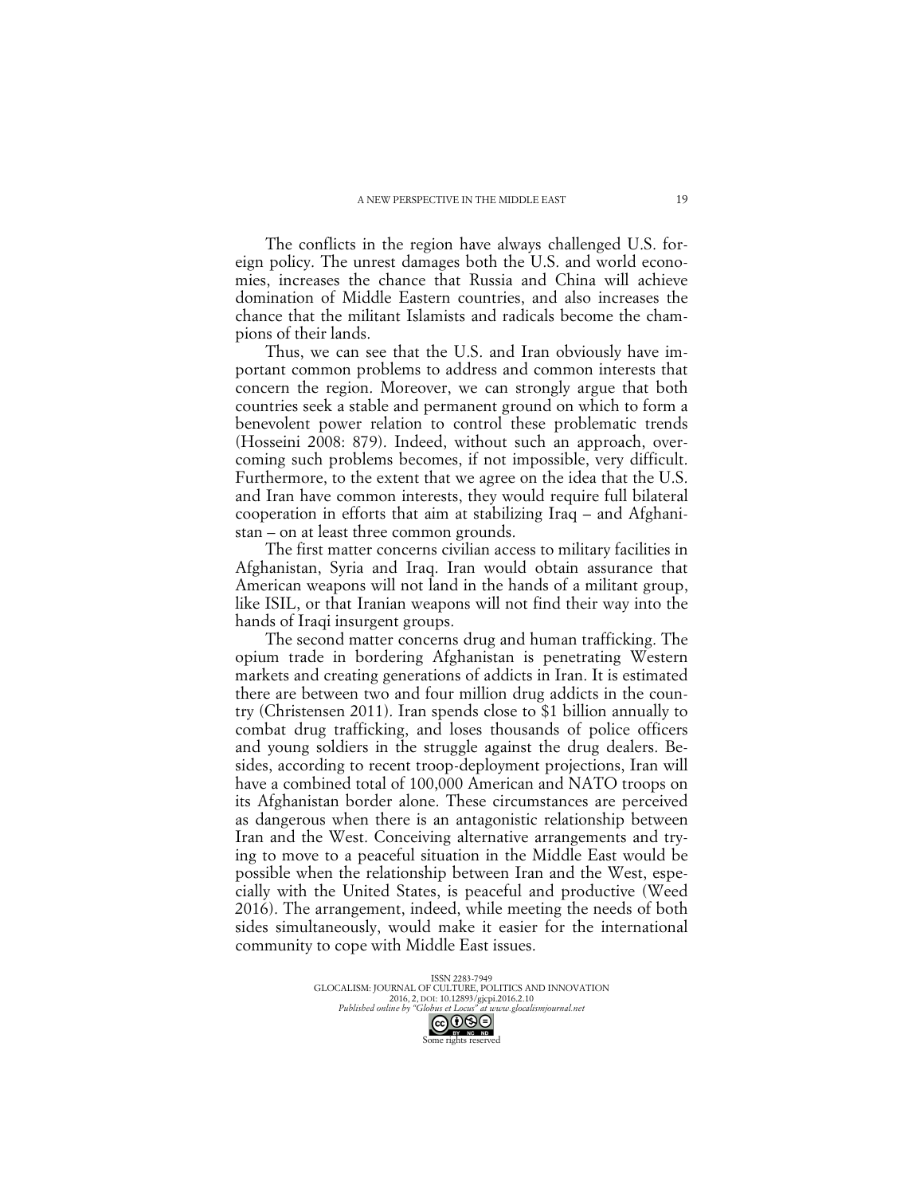The conflicts in the region have always challenged U.S. foreign policy. The unrest damages both the U.S. and world economies, increases the chance that Russia and China will achieve domination of Middle Eastern countries, and also increases the chance that the militant Islamists and radicals become the champions of their lands.

Thus, we can see that the U.S. and Iran obviously have important common problems to address and common interests that concern the region. Moreover, we can strongly argue that both countries seek a stable and permanent ground on which to form a benevolent power relation to control these problematic trends (Hosseini 2008: 879). Indeed, without such an approach, overcoming such problems becomes, if not impossible, very difficult. Furthermore, to the extent that we agree on the idea that the U.S. and Iran have common interests, they would require full bilateral cooperation in efforts that aim at stabilizing Iraq – and Afghanistan – on at least three common grounds.

The first matter concerns civilian access to military facilities in Afghanistan, Syria and Iraq. Iran would obtain assurance that American weapons will not land in the hands of a militant group, like ISIL, or that Iranian weapons will not find their way into the hands of Iraqi insurgent groups.

The second matter concerns drug and human trafficking. The opium trade in bordering Afghanistan is penetrating Western markets and creating generations of addicts in Iran. It is estimated there are between two and four million drug addicts in the country (Christensen 2011). Iran spends close to $1 billion annually to combat drug trafficking, and loses thousands of police officers and young soldiers in the struggle against the drug dealers. Besides, according to recent troop-deployment projections, Iran will have a combined total of 100,000 American and NATO troops on its Afghanistan border alone. These circumstances are perceived as dangerous when there is an antagonistic relationship between Iran and the West. Conceiving alternative arrangements and trying to move to a peaceful situation in the Middle East would be possible when the relationship between Iran and the West, especially with the United States, is peaceful and productive (Weed 2016). The arrangement, indeed, while meeting the needs of both sides simultaneously, would make it easier for the international community to cope with Middle East issues.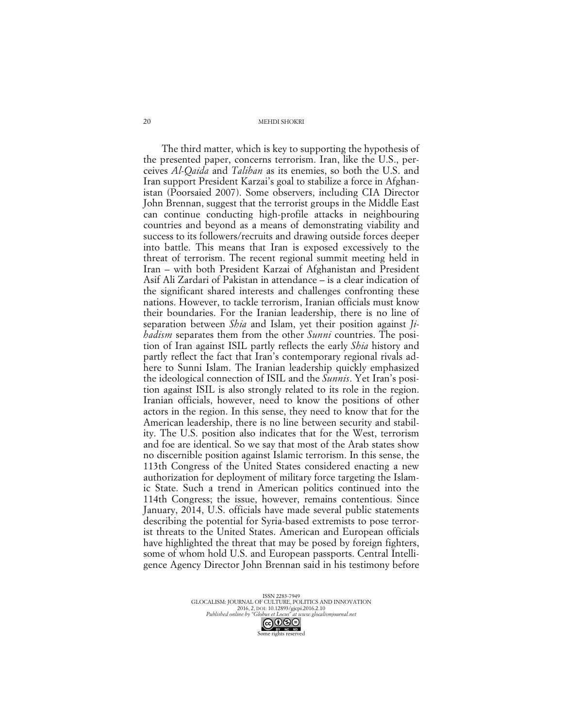The third matter, which is key to supporting the hypothesis of the presented paper, concerns terrorism. Iran, like the U.S., perceives *Al-Qaida* and *Taliban* as its enemies, so both the U.S. and Iran support President Karzai's goal to stabilize a force in Afghanistan (Poorsaied 2007). Some observers, including CIA Director John Brennan, suggest that the terrorist groups in the Middle East can continue conducting high-profile attacks in neighbouring countries and beyond as a means of demonstrating viability and success to its followers/recruits and drawing outside forces deeper into battle. This means that Iran is exposed excessively to the threat of terrorism. The recent regional summit meeting held in Iran – with both President Karzai of Afghanistan and President Asif Ali Zardari of Pakistan in attendance – is a clear indication of the significant shared interests and challenges confronting these nations. However, to tackle terrorism, Iranian officials must know their boundaries. For the Iranian leadership, there is no line of separation between *Shia* and Islam, yet their position against *Jihadism* separates them from the other *Sunni* countries. The position of Iran against ISIL partly reflects the early *Shia* history and partly reflect the fact that Iran's contemporary regional rivals adhere to Sunni Islam. The Iranian leadership quickly emphasized the ideological connection of ISIL and the *Sunnis*. Yet Iran's position against ISIL is also strongly related to its role in the region. Iranian officials, however, need to know the positions of other actors in the region. In this sense, they need to know that for the American leadership, there is no line between security and stability. The U.S. position also indicates that for the West, terrorism and foe are identical. So we say that most of the Arab states show no discernible position against Islamic terrorism. In this sense, the 113th Congress of the United States considered enacting a new authorization for deployment of military force targeting the Islamic State. Such a trend in American politics continued into the 114th Congress; the issue, however, remains contentious. Since January, 2014, U.S. officials have made several public statements describing the potential for Syria-based extremists to pose terrorist threats to the United States. American and European officials have highlighted the threat that may be posed by foreign fighters, some of whom hold U.S. and European passports. Central Intelligence Agency Director John Brennan said in his testimony before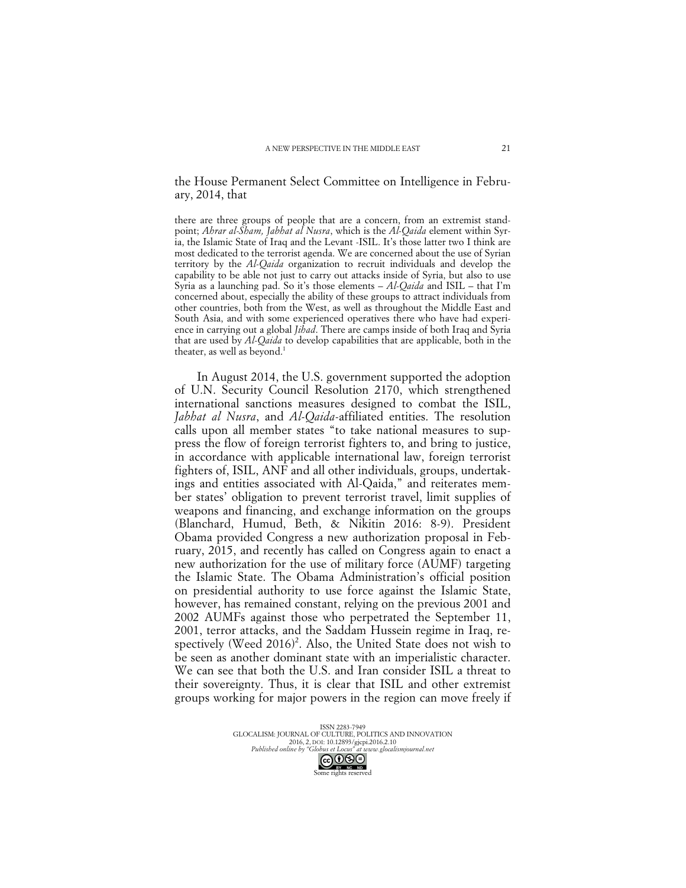the House Permanent Select Committee on Intelligence in February, 2014, that

> there are three groups of people that are a concern, from an extremist standpoint; *Ahrar al-Sham, Jabhat al Nusra*, which is the *Al-Qaida* element within Syria, the Islamic State of Iraq and the Levant -ISIL. It's those latter two I think are most dedicated to the terrorist agenda. We are concerned about the use of Syrian territory by the *Al-Qaida* organization to recruit individuals and develop the capability to be able not just to carry out attacks inside of Syria, but also to use Syria as a launching pad. So it's those elements – *Al-Qaida* and ISIL – that I'm concerned about, especially the ability of these groups to attract individuals from other countries, both from the West, as well as throughout the Middle East and South Asia, and with some experienced operatives there who have had experience in carrying out a global *Jihad*. There are camps inside of both Iraq and Syria that are used by *Al-Qaida* to develop capabilities that are applicable, both in the theater, as well as beyond.[1]

In August 2014, the U.S. government supported the adoption of U.N. Security Council Resolution 2170, which strengthened international sanctions measures designed to combat the ISIL, *Jabhat al Nusra*, and *Al-Qaida*-affiliated entities. The resolution calls upon all member states "to take national measures to suppress the flow of foreign terrorist fighters to, and bring to justice, in accordance with applicable international law, foreign terrorist fighters of, ISIL, ANF and all other individuals, groups, undertakings and entities associated with Al-Qaida," and reiterates member states' obligation to prevent terrorist travel, limit supplies of weapons and financing, and exchange information on the groups (Blanchard, Humud, Beth, & Nikitin 2016: 8-9). President Obama provided Congress a new authorization proposal in February, 2015, and recently has called on Congress again to enact a new authorization for the use of military force (AUMF) targeting the Islamic State. The Obama Administration's official position on presidential authority to use force against the Islamic State, however, has remained constant, relying on the previous 2001 and 2002 AUMFs against those who perpetrated the September 11, 2001, terror attacks, and the Saddam Hussein regime in Iraq, respectively (Weed 2016)[2]. Also, the United State does not wish to be seen as another dominant state with an imperialistic character. We can see that both the U.S. and Iran consider ISIL a threat to their sovereignty. Thus, it is clear that ISIL and other extremist groups working for major powers in the region can move freely if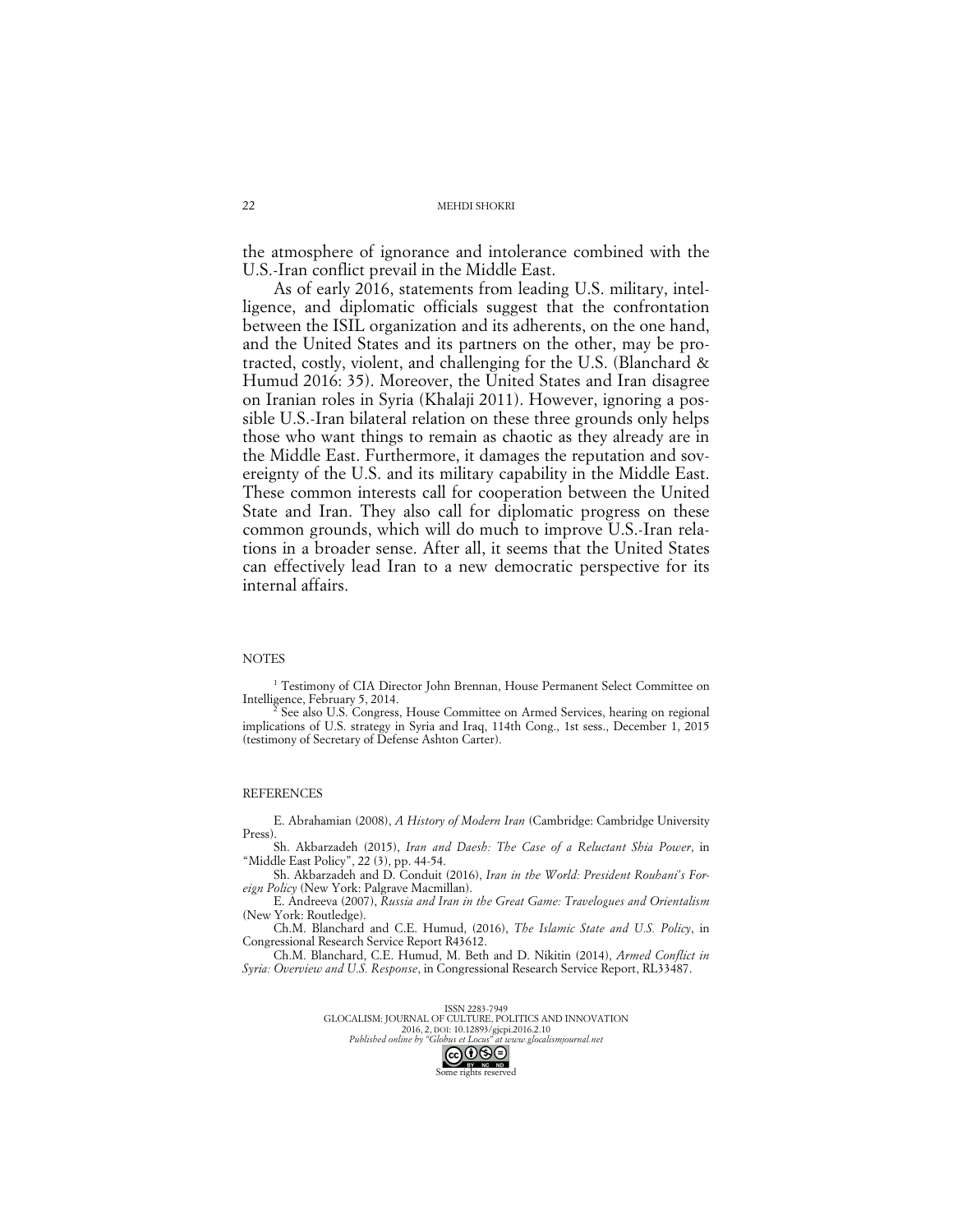the atmosphere of ignorance and intolerance combined with the U.S.-Iran conflict prevail in the Middle East.

As of early 2016, statements from leading U.S. military, intelligence, and diplomatic officials suggest that the confrontation between the ISIL organization and its adherents, on the one hand, and the United States and its partners on the other, may be protracted, costly, violent, and challenging for the U.S. (Blanchard & Humud 2016: 35). Moreover, the United States and Iran disagree on Iranian roles in Syria (Khalaji 2011). However, ignoring a possible U.S.-Iran bilateral relation on these three grounds only helps those who want things to remain as chaotic as they already are in the Middle East. Furthermore, it damages the reputation and sovereignty of the U.S. and its military capability in the Middle East. These common interests call for cooperation between the United State and Iran. They also call for diplomatic progress on these common grounds, which will do much to improve U.S.-Iran relations in a broader sense. After all, it seems that the United States can effectively lead Iran to a new democratic perspective for its internal affairs.

## NOTES

[1] Testimony of CIA Director John Brennan, House Permanent Select Committee on Intelligence, February 5, 2014.

[2] See also U.S. Congress, House Committee on Armed Services, hearing on regional implications of U.S. strategy in Syria and Iraq, 114th Cong., 1st sess., December 1, 2015 (testimony of Secretary of Defense Ashton Carter).

## REFERENCES

E. Abrahamian (2008), *A History of Modern Iran* (Cambridge: Cambridge University Press).

Sh. Akbarzadeh (2015), *Iran and Daesh: The Case of a Reluctant Shia Power*, in "Middle East Policy", 22 (3), pp. 44-54.

Sh. Akbarzadeh and D. Conduit (2016), *Iran in the World: President Rouhani's Foreign Policy* (New York: Palgrave Macmillan).

E. Andreeva (2007), *Russia and Iran in the Great Game: Travelogues and Orientalism* (New York: Routledge).

Ch.M. Blanchard and C.E. Humud, (2016), *The Islamic State and U.S. Policy*, in Congressional Research Service Report R43612.

Ch.M. Blanchard, C.E. Humud, M. Beth and D. Nikitin (2014), *Armed Conflict in Syria: Overview and U.S. Response*, in Congressional Research Service Report, RL33487.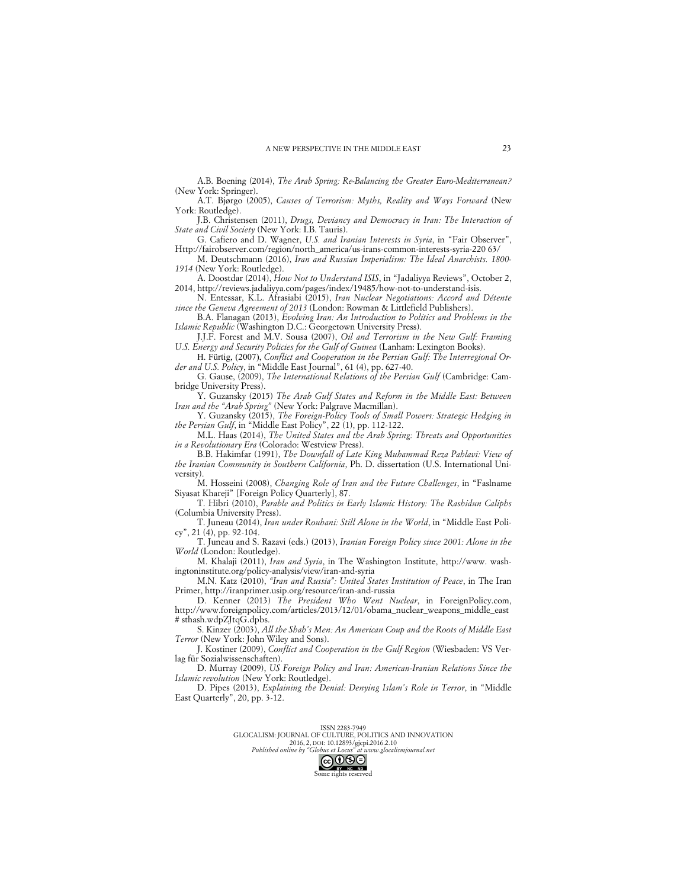A.B. Boening (2014), *The Arab Spring: Re-Balancing the Greater Euro-Mediterranean?* (New York: Springer).

A.T. Bjørgo (2005), *Causes of Terrorism: Myths, Reality and Ways Forward* (New York: Routledge).

J.B. Christensen (2011), *Drugs, Deviancy and Democracy in Iran: The Interaction of State and Civil Society* (New York: I.B. Tauris).

G. Cafiero and D. Wagner, *U.S. and Iranian Interests in Syria*, in "Fair Observer", Http://fairobserver.com/region/north_america/us-irans-common-interests-syria-220 63/

M. Deutschmann (2016), *Iran and Russian Imperialism: The Ideal Anarchists. 1800-1914* (New York: Routledge).

A. Doostdar (2014), *How Not to Understand ISIS*, in "Jadaliyya Reviews", October 2, 2014, http://reviews.jadaliyya.com/pages/index/19485/how-not-to-understand-isis.

N. Entessar, K.L. Afrasiabi (2015), *Iran Nuclear Negotiations: Accord and Détente since the Geneva Agreement of 2013* (London: Rowman & Littlefield Publishers).

B.A. Flanagan (2013), *Evolving Iran: An Introduction to Politics and Problems in the Islamic Republic* (Washington D.C.: Georgetown University Press).

J.J.F. Forest and M.V. Sousa (2007), *Oil and Terrorism in the New Gulf: Framing U.S. Energy and Security Policies for the Gulf of Guinea* (Lanham: Lexington Books).

H. Fürtig, (2007), *Conflict and Cooperation in the Persian Gulf: The Interregional Order and U.S. Policy*, in "Middle East Journal", 61 (4), pp. 627-40.

G. Gause, (2009), *The International Relations of the Persian Gulf* (Cambridge: Cambridge University Press).

Y. Guzansky (2015) *The Arab Gulf States and Reform in the Middle East: Between Iran and the "Arab Spring"* (New York: Palgrave Macmillan).

Y. Guzansky (2015), *The Foreign-Policy Tools of Small Powers: Strategic Hedging in the Persian Gulf*, in "Middle East Policy", 22 (1), pp. 112-122.

M.L. Haas (2014), *The United States and the Arab Spring: Threats and Opportunities in a Revolutionary Era* (Colorado: Westview Press).

B.B. Hakimfar (1991), *The Downfall of Late King Muhammad Reza Pahlavi: View of the Iranian Community in Southern California*, Ph. D. dissertation (U.S. International University).

M. Hosseini (2008), *Changing Role of Iran and the Future Challenges*, in "Faslname Siyasat Khareji" [Foreign Policy Quarterly], 87.

T. Hibri (2010), *Parable and Politics in Early Islamic History: The Rashidun Caliphs* (Columbia University Press).

T. Juneau (2014), *Iran under Rouhani: Still Alone in the World*, in "Middle East Policy", 21 (4), pp. 92-104.

T. Juneau and S. Razavi (eds.) (2013), *Iranian Foreign Policy since 2001: Alone in the World* (London: Routledge).

M. Khalaji (2011), *Iran and Syria*, in The Washington Institute, http://www.washingtoninstitute.org/policy-analysis/view/iran-and-syria

M.N. Katz (2010), *"Iran and Russia": United States Institution of Peace*, in The Iran Primer, http://iranprimer.usip.org/resource/iran-and-russia

D. Kenner (2013) *The President Who Went Nuclear*, in ForeignPolicy.com, http://www.foreignpolicy.com/articles/2013/12/01/obama_nuclear_weapons_middle_east # sthash.wdpZJtqG.dpbs.

S. Kinzer (2003), *All the Shah's Men: An American Coup and the Roots of Middle East Terror* (New York: John Wiley and Sons).

J. Kostiner (2009), *Conflict and Cooperation in the Gulf Region* (Wiesbaden: VS Verlag für Sozialwissenschaften).

D. Murray (2009), *US Foreign Policy and Iran: American-Iranian Relations Since the Islamic revolution* (New York: Routledge).

D. Pipes (2013), *Explaining the Denial: Denying Islam's Role in Terror*, in "Middle East Quarterly", 20, pp. 3-12.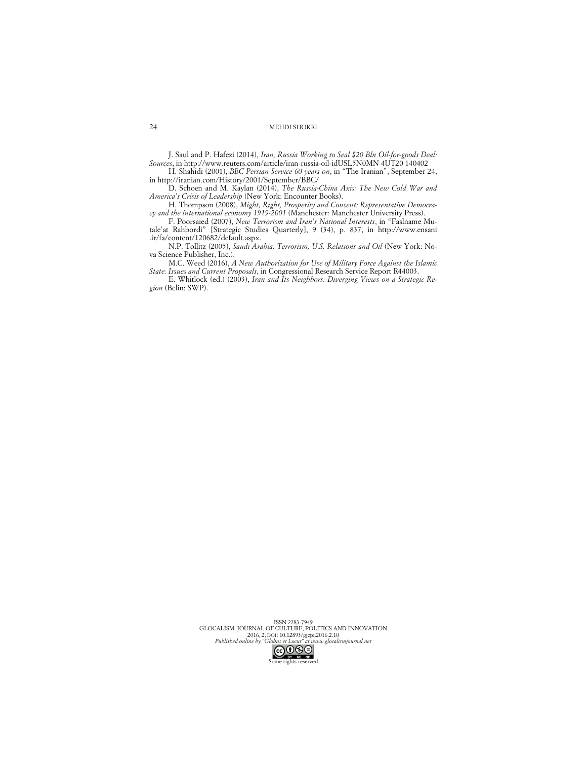J. Saul and P. Hafezi (2014), *Iran, Russia Working to Seal $20 Bln Oil-for-goods Deal: Sources*, in http://www.reuters.com/article/iran-russia-oil-idUSL5N0MN 4UT20 140402

H. Shahidi (2001), *BBC Persian Service 60 years on*, in "The Iranian", September 24, in http://iranian.com/History/2001/September/BBC/

D. Schoen and M. Kaylan (2014), *The Russia-China Axis: The New Cold War and America's Crisis of Leadership* (New York: Encounter Books).

H. Thompson (2008), *Might, Right, Prosperity and Consent: Representative Democracy and the international economy 1919-2001* (Manchester: Manchester University Press).

F. Poorsaied (2007), *New Terrorism and Iran's National Interests*, in "Faslname Mutale'at Rahbordi" [Strategic Studies Quarterly], 9 (34), p. 837, in http://www.ensani.ir/fa/content/120682/default.aspx.

N.P. Tollitz (2005), *Saudi Arabia: Terrorism, U.S. Relations and Oil* (New York: Nova Science Publisher, Inc.).

M.C. Weed (2016), *A New Authorization for Use of Military Force Against the Islamic State: Issues and Current Proposals*, in Congressional Research Service Report R44003.

E. Whitlock (ed.) (2003), *Iran and Its Neighbors: Diverging Views on a Strategic Region* (Belin: SWP).